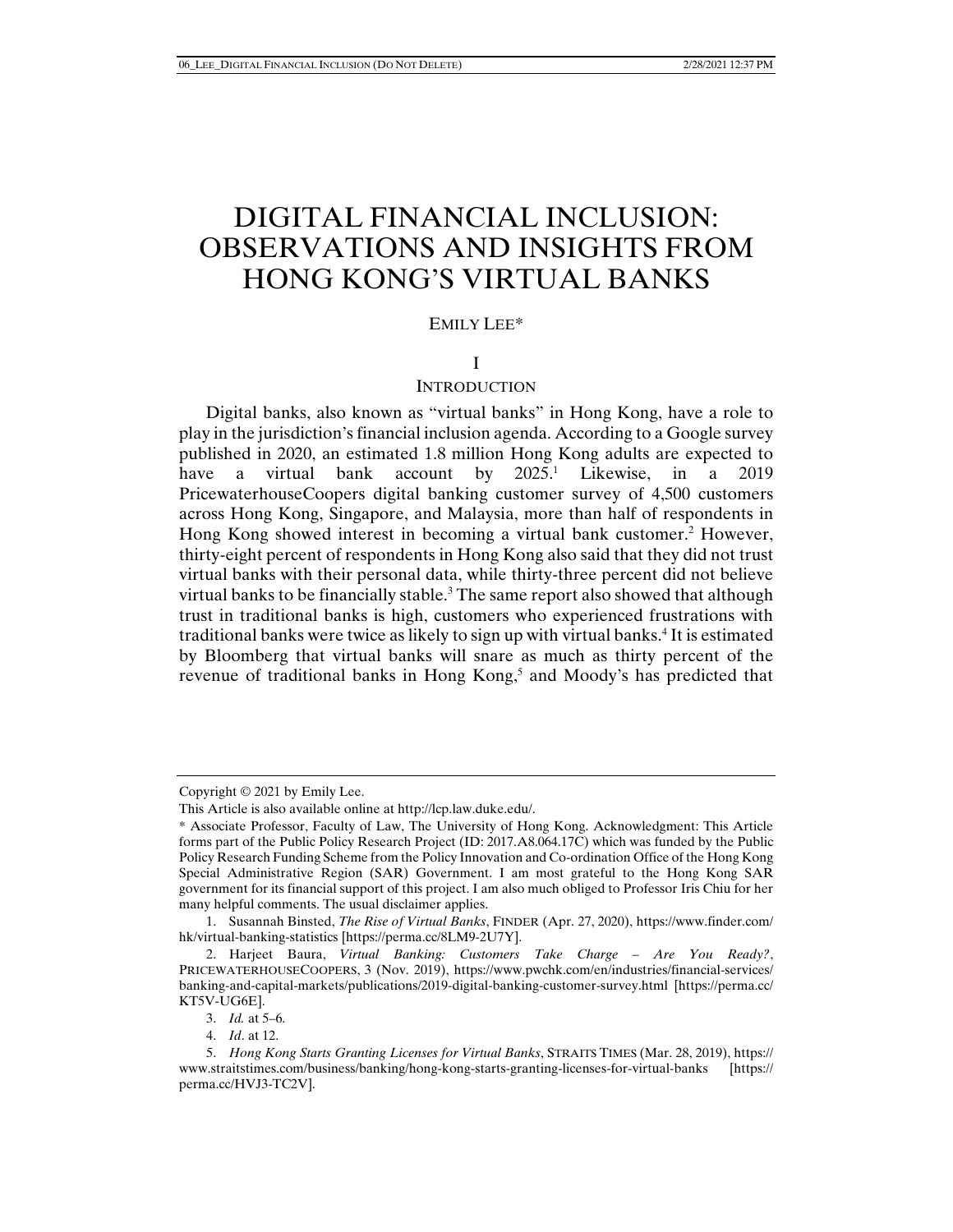# DIGITAL FINANCIAL INCLUSION: OBSERVATIONS AND INSIGHTS FROM HONG KONG'S VIRTUAL BANKS

EMILY LEE*

## I

## INTRODUCTION

Digital banks, also known as "virtual banks" in Hong Kong, have a role to play in the jurisdiction's financial inclusion agenda. According to a Google survey published in 2020, an estimated 1.8 million Hong Kong adults are expected to have a virtual bank account by 2025.[1] Likewise, in a 2019 PricewaterhouseCoopers digital banking customer survey of 4,500 customers across Hong Kong, Singapore, and Malaysia, more than half of respondents in Hong Kong showed interest in becoming a virtual bank customer.[2] However, thirty-eight percent of respondents in Hong Kong also said that they did not trust virtual banks with their personal data, while thirty-three percent did not believe virtual banks to be financially stable.[3] The same report also showed that although trust in traditional banks is high, customers who experienced frustrations with traditional banks were twice as likely to sign up with virtual banks.[4] It is estimated by Bloomberg that virtual banks will snare as much as thirty percent of the revenue of traditional banks in Hong Kong,[5] and Moody's has predicted that

---

Copyright © 2021 by Emily Lee.

This Article is also available online at http://lcp.law.duke.edu/.

\* Associate Professor, Faculty of Law, The University of Hong Kong. Acknowledgment: This Article forms part of the Public Policy Research Project (ID: 2017.A8.064.17C) which was funded by the Public Policy Research Funding Scheme from the Policy Innovation and Co-ordination Office of the Hong Kong Special Administrative Region (SAR) Government. I am most grateful to the Hong Kong SAR government for its financial support of this project. I am also much obliged to Professor Iris Chiu for her many helpful comments. The usual disclaimer applies.

1. Susannah Binsted, *The Rise of Virtual Banks*, FINDER (Apr. 27, 2020), https://www.finder.com/hk/virtual-banking-statistics [https://perma.cc/8LM9-2U7Y].

2. Harjeet Baura, *Virtual Banking: Customers Take Charge – Are You Ready?*, PRICEWATERHOUSECOOPERS, 3 (Nov. 2019), https://www.pwchk.com/en/industries/financial-services/banking-and-capital-markets/publications/2019-digital-banking-customer-survey.html [https://perma.cc/KT5V-UG6E].

3. *Id.* at 5–6.

4. *Id*. at 12.

5. *Hong Kong Starts Granting Licenses for Virtual Banks*, STRAITS TIMES (Mar. 28, 2019), https://www.straitstimes.com/business/banking/hong-kong-starts-granting-licenses-for-virtual-banks [https://perma.cc/HVJ3-TC2V].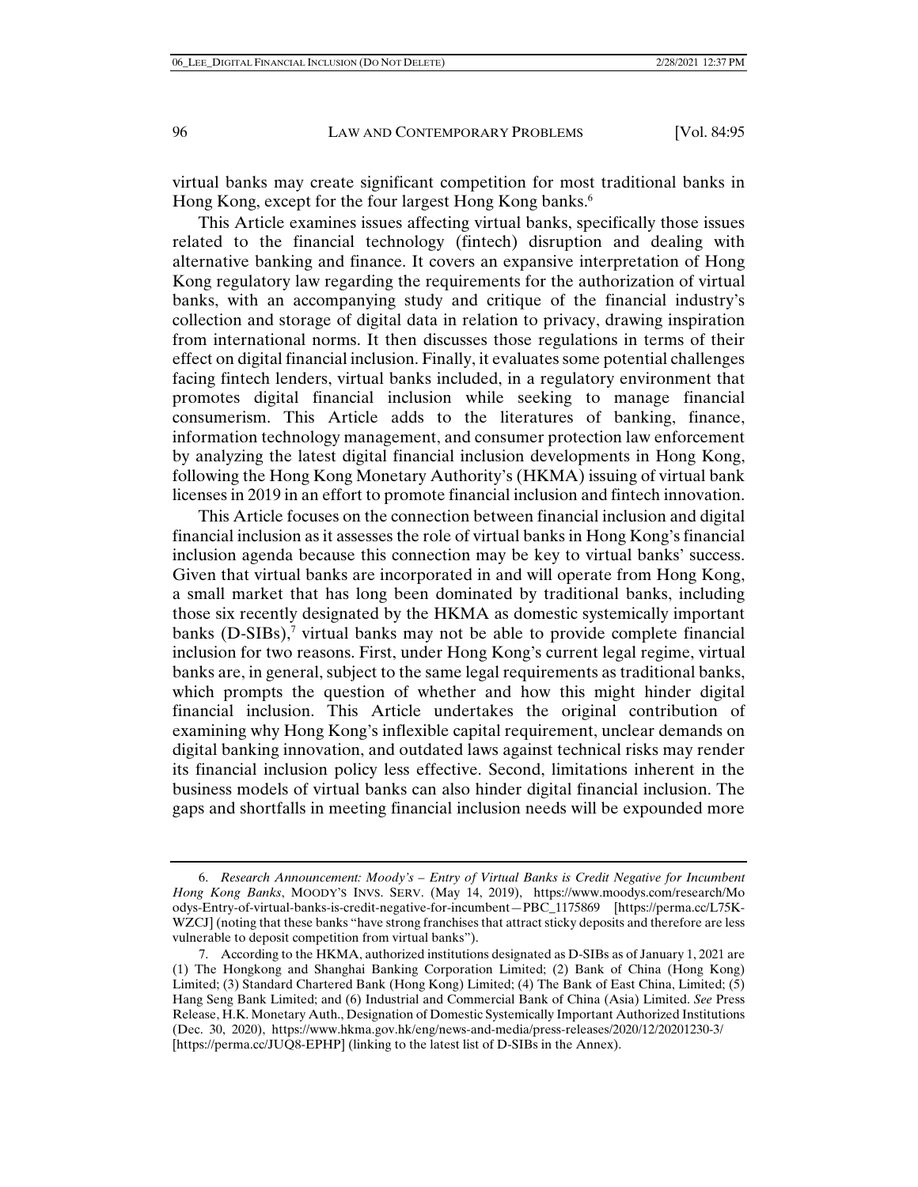virtual banks may create significant competition for most traditional banks in Hong Kong, except for the four largest Hong Kong banks.[6]

This Article examines issues affecting virtual banks, specifically those issues related to the financial technology (fintech) disruption and dealing with alternative banking and finance. It covers an expansive interpretation of Hong Kong regulatory law regarding the requirements for the authorization of virtual banks, with an accompanying study and critique of the financial industry's collection and storage of digital data in relation to privacy, drawing inspiration from international norms. It then discusses those regulations in terms of their effect on digital financial inclusion. Finally, it evaluates some potential challenges facing fintech lenders, virtual banks included, in a regulatory environment that promotes digital financial inclusion while seeking to manage financial consumerism. This Article adds to the literatures of banking, finance, information technology management, and consumer protection law enforcement by analyzing the latest digital financial inclusion developments in Hong Kong, following the Hong Kong Monetary Authority's (HKMA) issuing of virtual bank licenses in 2019 in an effort to promote financial inclusion and fintech innovation.

This Article focuses on the connection between financial inclusion and digital financial inclusion as it assesses the role of virtual banks in Hong Kong's financial inclusion agenda because this connection may be key to virtual banks' success. Given that virtual banks are incorporated in and will operate from Hong Kong, a small market that has long been dominated by traditional banks, including those six recently designated by the HKMA as domestic systemically important banks (D-SIBs),[7] virtual banks may not be able to provide complete financial inclusion for two reasons. First, under Hong Kong's current legal regime, virtual banks are, in general, subject to the same legal requirements as traditional banks, which prompts the question of whether and how this might hinder digital financial inclusion. This Article undertakes the original contribution of examining why Hong Kong's inflexible capital requirement, unclear demands on digital banking innovation, and outdated laws against technical risks may render its financial inclusion policy less effective. Second, limitations inherent in the business models of virtual banks can also hinder digital financial inclusion. The gaps and shortfalls in meeting financial inclusion needs will be expounded more

---

6. *Research Announcement: Moody's – Entry of Virtual Banks is Credit Negative for Incumbent Hong Kong Banks*, MOODY'S INVS. SERV. (May 14, 2019), https://www.moodys.com/research/Moodys-Entry-of-virtual-banks-is-credit-negative-for-incumbent—PBC_1175869 [https://perma.cc/L75K-WZCJ] (noting that these banks "have strong franchises that attract sticky deposits and therefore are less vulnerable to deposit competition from virtual banks").

7. According to the HKMA, authorized institutions designated as D-SIBs as of January 1, 2021 are (1) The Hongkong and Shanghai Banking Corporation Limited; (2) Bank of China (Hong Kong) Limited; (3) Standard Chartered Bank (Hong Kong) Limited; (4) The Bank of East China, Limited; (5) Hang Seng Bank Limited; and (6) Industrial and Commercial Bank of China (Asia) Limited. *See* Press Release, H.K. Monetary Auth., Designation of Domestic Systemically Important Authorized Institutions (Dec. 30, 2020), https://www.hkma.gov.hk/eng/news-and-media/press-releases/2020/12/20201230-3/ [https://perma.cc/JUQ8-EPHP] (linking to the latest list of D-SIBs in the Annex).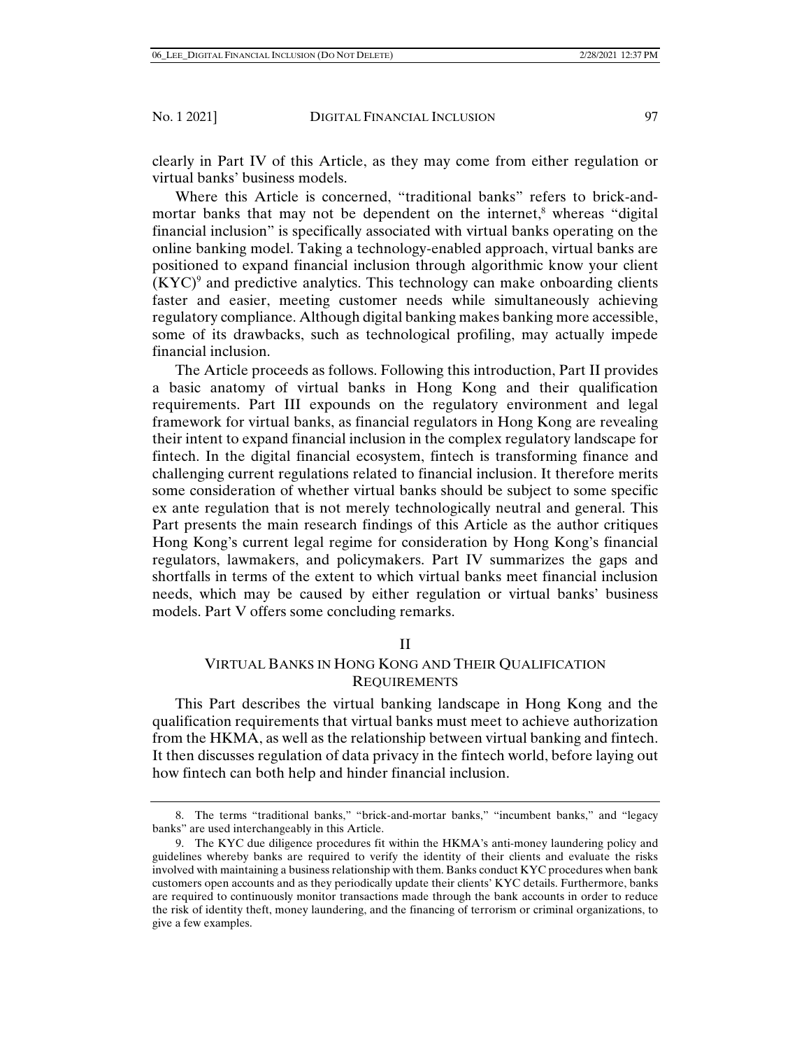clearly in Part IV of this Article, as they may come from either regulation or virtual banks' business models.

Where this Article is concerned, "traditional banks" refers to brick-and-mortar banks that may not be dependent on the internet,[8] whereas "digital financial inclusion" is specifically associated with virtual banks operating on the online banking model. Taking a technology-enabled approach, virtual banks are positioned to expand financial inclusion through algorithmic know your client (KYC)[9] and predictive analytics. This technology can make onboarding clients faster and easier, meeting customer needs while simultaneously achieving regulatory compliance. Although digital banking makes banking more accessible, some of its drawbacks, such as technological profiling, may actually impede financial inclusion.

The Article proceeds as follows. Following this introduction, Part II provides a basic anatomy of virtual banks in Hong Kong and their qualification requirements. Part III expounds on the regulatory environment and legal framework for virtual banks, as financial regulators in Hong Kong are revealing their intent to expand financial inclusion in the complex regulatory landscape for fintech. In the digital financial ecosystem, fintech is transforming finance and challenging current regulations related to financial inclusion. It therefore merits some consideration of whether virtual banks should be subject to some specific ex ante regulation that is not merely technologically neutral and general. This Part presents the main research findings of this Article as the author critiques Hong Kong's current legal regime for consideration by Hong Kong's financial regulators, lawmakers, and policymakers. Part IV summarizes the gaps and shortfalls in terms of the extent to which virtual banks meet financial inclusion needs, which may be caused by either regulation or virtual banks' business models. Part V offers some concluding remarks.

## II

## VIRTUAL BANKS IN HONG KONG AND THEIR QUALIFICATION REQUIREMENTS

This Part describes the virtual banking landscape in Hong Kong and the qualification requirements that virtual banks must meet to achieve authorization from the HKMA, as well as the relationship between virtual banking and fintech. It then discusses regulation of data privacy in the fintech world, before laying out how fintech can both help and hinder financial inclusion.

---

8. The terms "traditional banks," "brick-and-mortar banks," "incumbent banks," and "legacy banks" are used interchangeably in this Article.

9. The KYC due diligence procedures fit within the HKMA's anti-money laundering policy and guidelines whereby banks are required to verify the identity of their clients and evaluate the risks involved with maintaining a business relationship with them. Banks conduct KYC procedures when bank customers open accounts and as they periodically update their clients' KYC details. Furthermore, banks are required to continuously monitor transactions made through the bank accounts in order to reduce the risk of identity theft, money laundering, and the financing of terrorism or criminal organizations, to give a few examples.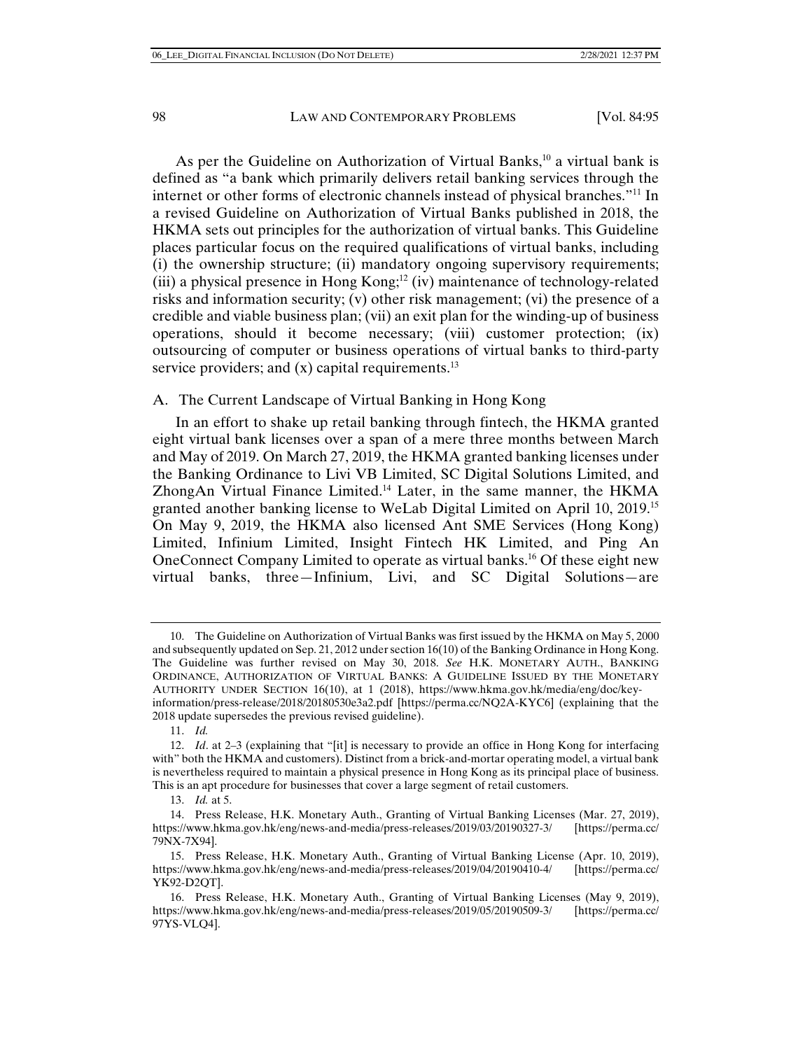As per the Guideline on Authorization of Virtual Banks,[10] a virtual bank is defined as "a bank which primarily delivers retail banking services through the internet or other forms of electronic channels instead of physical branches."[11] In a revised Guideline on Authorization of Virtual Banks published in 2018, the HKMA sets out principles for the authorization of virtual banks. This Guideline places particular focus on the required qualifications of virtual banks, including (i) the ownership structure; (ii) mandatory ongoing supervisory requirements; (iii) a physical presence in Hong Kong;[12] (iv) maintenance of technology-related risks and information security; (v) other risk management; (vi) the presence of a credible and viable business plan; (vii) an exit plan for the winding-up of business operations, should it become necessary; (viii) customer protection; (ix) outsourcing of computer or business operations of virtual banks to third-party service providers; and (x) capital requirements.[13]

## A. The Current Landscape of Virtual Banking in Hong Kong

In an effort to shake up retail banking through fintech, the HKMA granted eight virtual bank licenses over a span of a mere three months between March and May of 2019. On March 27, 2019, the HKMA granted banking licenses under the Banking Ordinance to Livi VB Limited, SC Digital Solutions Limited, and ZhongAn Virtual Finance Limited.[14] Later, in the same manner, the HKMA granted another banking license to WeLab Digital Limited on April 10, 2019.[15] On May 9, 2019, the HKMA also licensed Ant SME Services (Hong Kong) Limited, Infinium Limited, Insight Fintech HK Limited, and Ping An OneConnect Company Limited to operate as virtual banks.[16] Of these eight new virtual banks, three—Infinium, Livi, and SC Digital Solutions—are

---

10. The Guideline on Authorization of Virtual Banks was first issued by the HKMA on May 5, 2000 and subsequently updated on Sep. 21, 2012 under section 16(10) of the Banking Ordinance in Hong Kong. The Guideline was further revised on May 30, 2018. *See* H.K. MONETARY AUTH., BANKING ORDINANCE, AUTHORIZATION OF VIRTUAL BANKS: A GUIDELINE ISSUED BY THE MONETARY AUTHORITY UNDER SECTION 16(10), at 1 (2018), https://www.hkma.gov.hk/media/eng/doc/key-information/press-release/2018/20180530e3a2.pdf [https://perma.cc/NQ2A-KYC6] (explaining that the 2018 update supersedes the previous revised guideline).

11. *Id.*

12. *Id*. at 2–3 (explaining that "[it] is necessary to provide an office in Hong Kong for interfacing with" both the HKMA and customers). Distinct from a brick-and-mortar operating model, a virtual bank is nevertheless required to maintain a physical presence in Hong Kong as its principal place of business. This is an apt procedure for businesses that cover a large segment of retail customers.

13. *Id.* at 5.

14. Press Release, H.K. Monetary Auth., Granting of Virtual Banking Licenses (Mar. 27, 2019), https://www.hkma.gov.hk/eng/news-and-media/press-releases/2019/03/20190327-3/ [https://perma.cc/79NX-7X94].

15. Press Release, H.K. Monetary Auth., Granting of Virtual Banking License (Apr. 10, 2019), https://www.hkma.gov.hk/eng/news-and-media/press-releases/2019/04/20190410-4/ [https://perma.cc/YK92-D2QT].

16. Press Release, H.K. Monetary Auth., Granting of Virtual Banking Licenses (May 9, 2019), https://www.hkma.gov.hk/eng/news-and-media/press-releases/2019/05/20190509-3/ [https://perma.cc/97YS-VLQ4].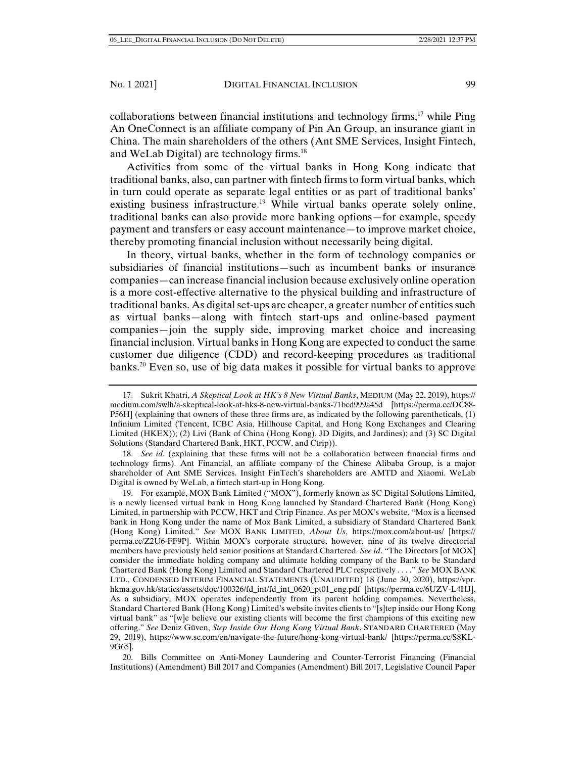collaborations between financial institutions and technology firms,[17] while Ping An OneConnect is an affiliate company of Pin An Group, an insurance giant in China. The main shareholders of the others (Ant SME Services, Insight Fintech, and WeLab Digital) are technology firms.[18]

Activities from some of the virtual banks in Hong Kong indicate that traditional banks, also, can partner with fintech firms to form virtual banks, which in turn could operate as separate legal entities or as part of traditional banks' existing business infrastructure.[19] While virtual banks operate solely online, traditional banks can also provide more banking options—for example, speedy payment and transfers or easy account maintenance—to improve market choice, thereby promoting financial inclusion without necessarily being digital.

In theory, virtual banks, whether in the form of technology companies or subsidiaries of financial institutions—such as incumbent banks or insurance companies—can increase financial inclusion because exclusively online operation is a more cost-effective alternative to the physical building and infrastructure of traditional banks. As digital set-ups are cheaper, a greater number of entities such as virtual banks—along with fintech start-ups and online-based payment companies—join the supply side, improving market choice and increasing financial inclusion. Virtual banks in Hong Kong are expected to conduct the same customer due diligence (CDD) and record-keeping procedures as traditional banks.[20] Even so, use of big data makes it possible for virtual banks to approve

---

17. Sukrit Khatri, *A Skeptical Look at HK's 8 New Virtual Banks*, MEDIUM (May 22, 2019), https://medium.com/swlh/a-skeptical-look-at-hks-8-new-virtual-banks-71bcd999a45d [https://perma.cc/DC88-P56H] (explaining that owners of these three firms are, as indicated by the following parentheticals, (1) Infinium Limited (Tencent, ICBC Asia, Hillhouse Capital, and Hong Kong Exchanges and Clearing Limited (HKEX)); (2) Livi (Bank of China (Hong Kong), JD Digits, and Jardines); and (3) SC Digital Solutions (Standard Chartered Bank, HKT, PCCW, and Ctrip)).

18. *See id*. (explaining that these firms will not be a collaboration between financial firms and technology firms). Ant Financial, an affiliate company of the Chinese Alibaba Group, is a major shareholder of Ant SME Services. Insight FinTech's shareholders are AMTD and Xiaomi. WeLab Digital is owned by WeLab, a fintech start-up in Hong Kong.

19. For example, MOX Bank Limited ("MOX"), formerly known as SC Digital Solutions Limited, is a newly licensed virtual bank in Hong Kong launched by Standard Chartered Bank (Hong Kong) Limited, in partnership with PCCW, HKT and Ctrip Finance. As per MOX's website, "Mox is a licensed bank in Hong Kong under the name of Mox Bank Limited, a subsidiary of Standard Chartered Bank (Hong Kong) Limited." *See* MOX BANK LIMITED, *About Us*, https://mox.com/about-us/ [https://perma.cc/Z2U6-FF9P]. Within MOX's corporate structure, however, nine of its twelve directorial members have previously held senior positions at Standard Chartered. *See id*. "The Directors [of MOX] consider the immediate holding company and ultimate holding company of the Bank to be Standard Chartered Bank (Hong Kong) Limited and Standard Chartered PLC respectively . . . ." *See* MOX BANK LTD., CONDENSED INTERIM FINANCIAL STATEMENTS (UNAUDITED) 18 (June 30, 2020), https://vpr.hkma.gov.hk/statics/assets/doc/100326/fd_int/fd_int_0620_pt01_eng.pdf [https://perma.cc/6UZV-L4HJ]. As a subsidiary, MOX operates independently from its parent holding companies. Nevertheless, Standard Chartered Bank (Hong Kong) Limited's website invites clients to "[s]tep inside our Hong Kong virtual bank" as "[w]e believe our existing clients will become the first champions of this exciting new offering." *See* Deniz Güven, *Step Inside Our Hong Kong Virtual Bank*, STANDARD CHARTERED (May 29, 2019), https://www.sc.com/en/navigate-the-future/hong-kong-virtual-bank/ [https://perma.cc/S8KL-9G65].

20. Bills Committee on Anti-Money Laundering and Counter-Terrorist Financing (Financial Institutions) (Amendment) Bill 2017 and Companies (Amendment) Bill 2017, Legislative Council Paper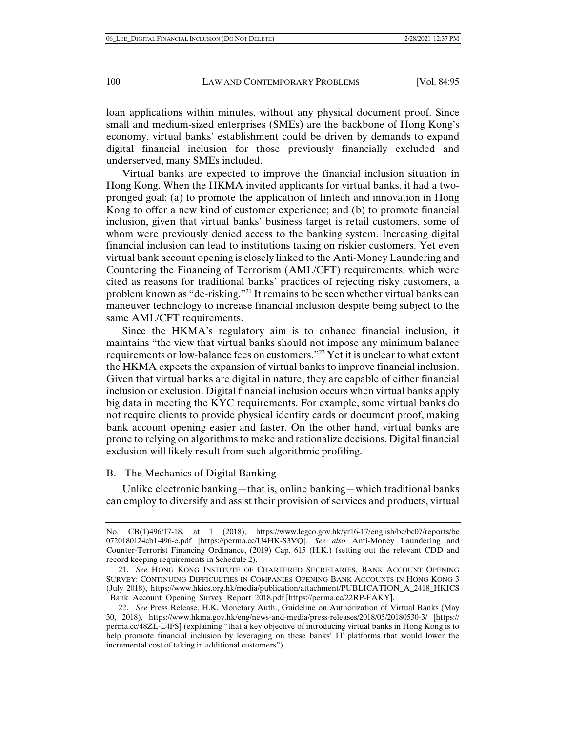loan applications within minutes, without any physical document proof. Since small and medium-sized enterprises (SMEs) are the backbone of Hong Kong's economy, virtual banks' establishment could be driven by demands to expand digital financial inclusion for those previously financially excluded and underserved, many SMEs included.

Virtual banks are expected to improve the financial inclusion situation in Hong Kong. When the HKMA invited applicants for virtual banks, it had a two-pronged goal: (a) to promote the application of fintech and innovation in Hong Kong to offer a new kind of customer experience; and (b) to promote financial inclusion, given that virtual banks' business target is retail customers, some of whom were previously denied access to the banking system. Increasing digital financial inclusion can lead to institutions taking on riskier customers. Yet even virtual bank account opening is closely linked to the Anti-Money Laundering and Countering the Financing of Terrorism (AML/CFT) requirements, which were cited as reasons for traditional banks' practices of rejecting risky customers, a problem known as "de-risking."[21] It remains to be seen whether virtual banks can maneuver technology to increase financial inclusion despite being subject to the same AML/CFT requirements.

Since the HKMA's regulatory aim is to enhance financial inclusion, it maintains "the view that virtual banks should not impose any minimum balance requirements or low-balance fees on customers."[22] Yet it is unclear to what extent the HKMA expects the expansion of virtual banks to improve financial inclusion. Given that virtual banks are digital in nature, they are capable of either financial inclusion or exclusion. Digital financial inclusion occurs when virtual banks apply big data in meeting the KYC requirements. For example, some virtual banks do not require clients to provide physical identity cards or document proof, making bank account opening easier and faster. On the other hand, virtual banks are prone to relying on algorithms to make and rationalize decisions. Digital financial exclusion will likely result from such algorithmic profiling.

### B. The Mechanics of Digital Banking

Unlike electronic banking—that is, online banking—which traditional banks can employ to diversify and assist their provision of services and products, virtual

---

No. CB(1)496/17-18, at 1 (2018), https://www.legco.gov.hk/yr16-17/english/bc/bc07/reports/bc0720180124cb1-496-e.pdf [https://perma.cc/U4HK-S3VQ]. *See also* Anti-Money Laundering and Counter-Terrorist Financing Ordinance, (2019) Cap. 615 (H.K.) (setting out the relevant CDD and record keeping requirements in Schedule 2).

21. *See* HONG KONG INSTITUTE OF CHARTERED SECRETARIES, BANK ACCOUNT OPENING SURVEY: CONTINUING DIFFICULTIES IN COMPANIES OPENING BANK ACCOUNTS IN HONG KONG 3 (July 2018), https://www.hkics.org.hk/media/publication/attachment/PUBLICATION_A_2418_HKICS_Bank_Account_Opening_Survey_Report_2018.pdf [https://perma.cc/22RP-FAKY].

22. *See* Press Release, H.K. Monetary Auth., Guideline on Authorization of Virtual Banks (May 30, 2018), https://www.hkma.gov.hk/eng/news-and-media/press-releases/2018/05/20180530-3/ [https://perma.cc/48ZL-L4FS] (explaining "that a key objective of introducing virtual banks in Hong Kong is to help promote financial inclusion by leveraging on these banks' IT platforms that would lower the incremental cost of taking in additional customers").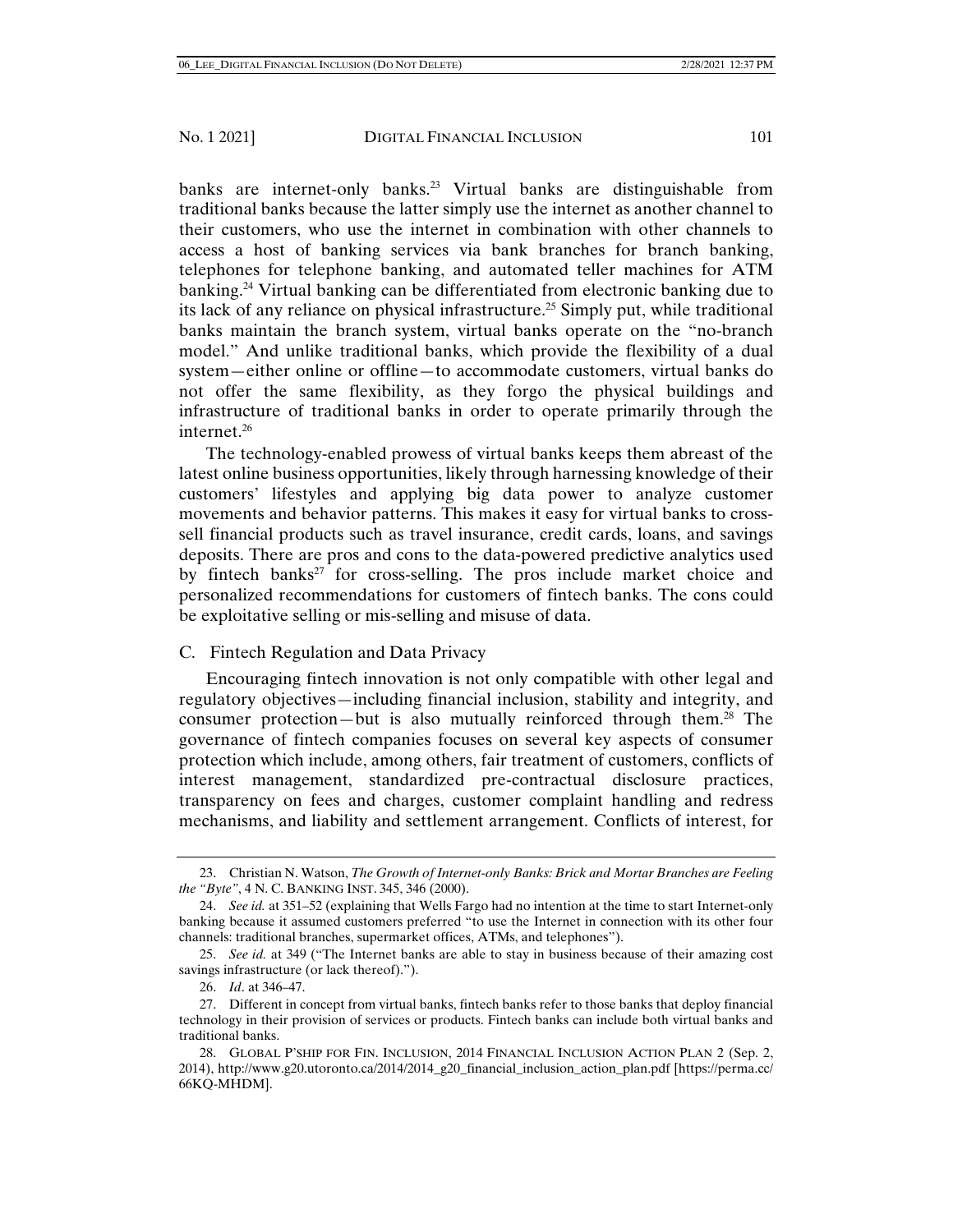banks are internet-only banks.[23] Virtual banks are distinguishable from traditional banks because the latter simply use the internet as another channel to their customers, who use the internet in combination with other channels to access a host of banking services via bank branches for branch banking, telephones for telephone banking, and automated teller machines for ATM banking.[24] Virtual banking can be differentiated from electronic banking due to its lack of any reliance on physical infrastructure.[25] Simply put, while traditional banks maintain the branch system, virtual banks operate on the "no-branch model." And unlike traditional banks, which provide the flexibility of a dual system—either online or offline—to accommodate customers, virtual banks do not offer the same flexibility, as they forgo the physical buildings and infrastructure of traditional banks in order to operate primarily through the internet.[26]

The technology-enabled prowess of virtual banks keeps them abreast of the latest online business opportunities, likely through harnessing knowledge of their customers' lifestyles and applying big data power to analyze customer movements and behavior patterns. This makes it easy for virtual banks to cross-sell financial products such as travel insurance, credit cards, loans, and savings deposits. There are pros and cons to the data-powered predictive analytics used by fintech banks[27] for cross-selling. The pros include market choice and personalized recommendations for customers of fintech banks. The cons could be exploitative selling or mis-selling and misuse of data.

## C. Fintech Regulation and Data Privacy

Encouraging fintech innovation is not only compatible with other legal and regulatory objectives—including financial inclusion, stability and integrity, and consumer protection—but is also mutually reinforced through them.[28] The governance of fintech companies focuses on several key aspects of consumer protection which include, among others, fair treatment of customers, conflicts of interest management, standardized pre-contractual disclosure practices, transparency on fees and charges, customer complaint handling and redress mechanisms, and liability and settlement arrangement. Conflicts of interest, for

---

23. Christian N. Watson, *The Growth of Internet-only Banks: Brick and Mortar Branches are Feeling the "Byte"*, 4 N. C. BANKING INST. 345, 346 (2000).

24. *See id.* at 351–52 (explaining that Wells Fargo had no intention at the time to start Internet-only banking because it assumed customers preferred "to use the Internet in connection with its other four channels: traditional branches, supermarket offices, ATMs, and telephones").

25. *See id.* at 349 ("The Internet banks are able to stay in business because of their amazing cost savings infrastructure (or lack thereof).").

26. *Id*. at 346–47.

27. Different in concept from virtual banks, fintech banks refer to those banks that deploy financial technology in their provision of services or products. Fintech banks can include both virtual banks and traditional banks.

28. GLOBAL P'SHIP FOR FIN. INCLUSION, 2014 FINANCIAL INCLUSION ACTION PLAN 2 (Sep. 2, 2014), http://www.g20.utoronto.ca/2014/2014_g20_financial_inclusion_action_plan.pdf [https://perma.cc/66KQ-MHDM].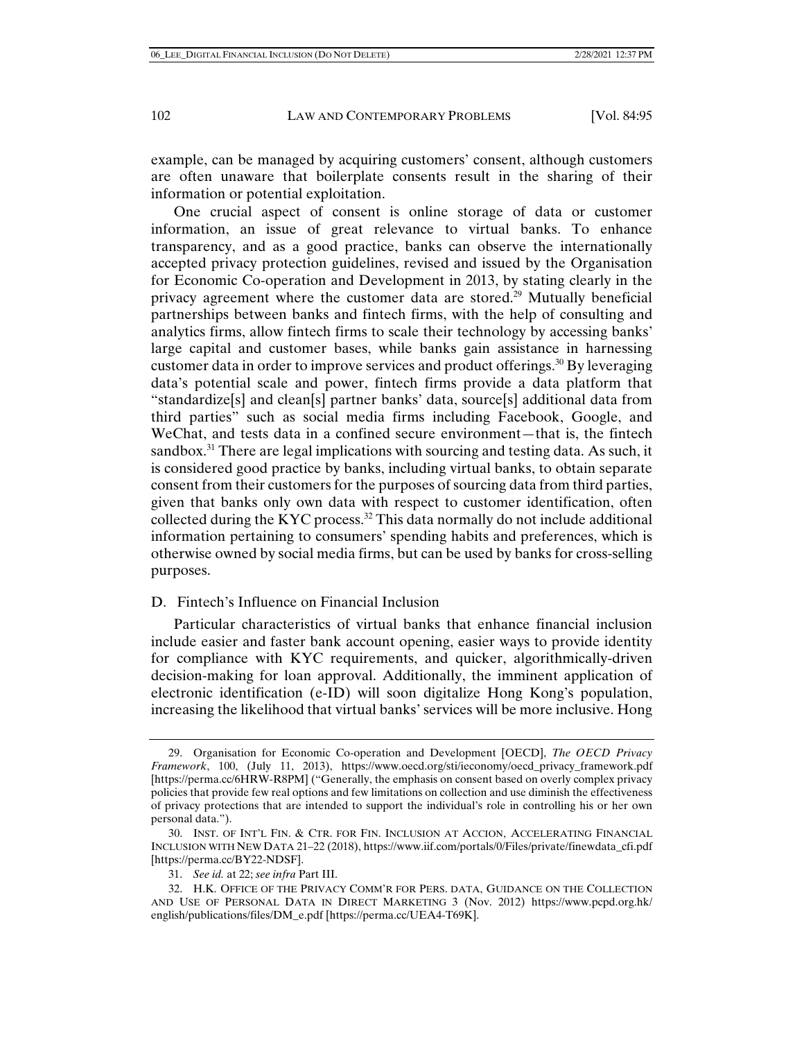example, can be managed by acquiring customers' consent, although customers are often unaware that boilerplate consents result in the sharing of their information or potential exploitation.

One crucial aspect of consent is online storage of data or customer information, an issue of great relevance to virtual banks. To enhance transparency, and as a good practice, banks can observe the internationally accepted privacy protection guidelines, revised and issued by the Organisation for Economic Co-operation and Development in 2013, by stating clearly in the privacy agreement where the customer data are stored.[29] Mutually beneficial partnerships between banks and fintech firms, with the help of consulting and analytics firms, allow fintech firms to scale their technology by accessing banks' large capital and customer bases, while banks gain assistance in harnessing customer data in order to improve services and product offerings.[30] By leveraging data's potential scale and power, fintech firms provide a data platform that "standardize[s] and clean[s] partner banks' data, source[s] additional data from third parties" such as social media firms including Facebook, Google, and WeChat, and tests data in a confined secure environment—that is, the fintech sandbox.[31] There are legal implications with sourcing and testing data. As such, it is considered good practice by banks, including virtual banks, to obtain separate consent from their customers for the purposes of sourcing data from third parties, given that banks only own data with respect to customer identification, often collected during the KYC process.[32] This data normally do not include additional information pertaining to consumers' spending habits and preferences, which is otherwise owned by social media firms, but can be used by banks for cross-selling purposes.

### D. Fintech's Influence on Financial Inclusion

Particular characteristics of virtual banks that enhance financial inclusion include easier and faster bank account opening, easier ways to provide identity for compliance with KYC requirements, and quicker, algorithmically-driven decision-making for loan approval. Additionally, the imminent application of electronic identification (e-ID) will soon digitalize Hong Kong's population, increasing the likelihood that virtual banks' services will be more inclusive. Hong

---

29. Organisation for Economic Co-operation and Development [OECD], *The OECD Privacy Framework*, 100, (July 11, 2013), https://www.oecd.org/sti/ieconomy/oecd_privacy_framework.pdf [https://perma.cc/6HRW-R8PM] ("Generally, the emphasis on consent based on overly complex privacy policies that provide few real options and few limitations on collection and use diminish the effectiveness of privacy protections that are intended to support the individual's role in controlling his or her own personal data.").

30. INST. OF INT'L FIN. & CTR. FOR FIN. INCLUSION AT ACCION, ACCELERATING FINANCIAL INCLUSION WITH NEW DATA 21–22 (2018), https://www.iif.com/portals/0/Files/private/finewdata_cfi.pdf [https://perma.cc/BY22-NDSF].

31. *See id.* at 22; *see infra* Part III.

32. H.K. OFFICE OF THE PRIVACY COMM'R FOR PERS. DATA, GUIDANCE ON THE COLLECTION AND USE OF PERSONAL DATA IN DIRECT MARKETING 3 (Nov. 2012) https://www.pcpd.org.hk/english/publications/files/DM_e.pdf [https://perma.cc/UEA4-T69K].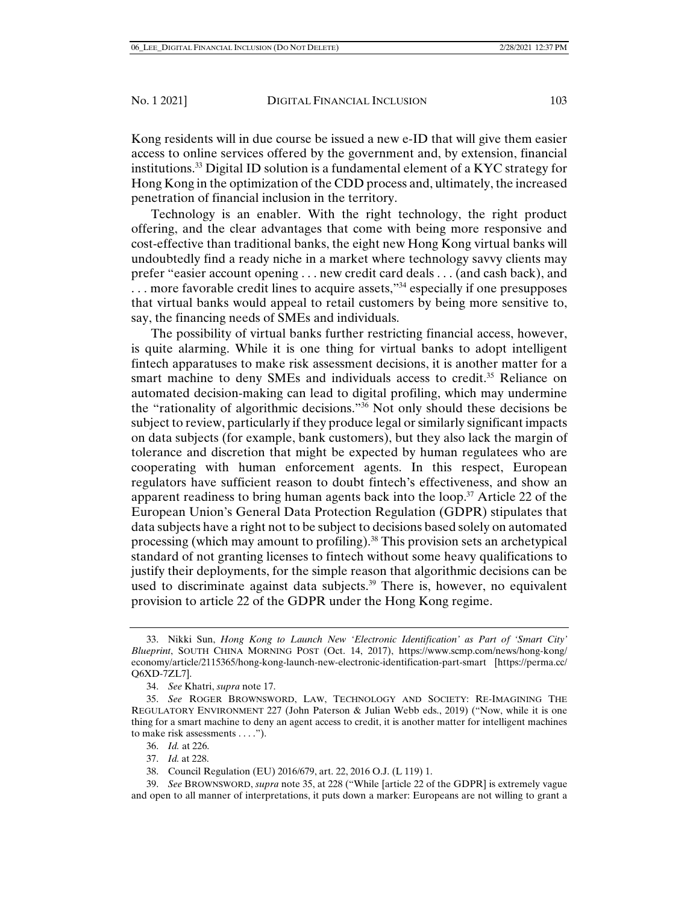Kong residents will in due course be issued a new e-ID that will give them easier access to online services offered by the government and, by extension, financial institutions.[33] Digital ID solution is a fundamental element of a KYC strategy for Hong Kong in the optimization of the CDD process and, ultimately, the increased penetration of financial inclusion in the territory.

Technology is an enabler. With the right technology, the right product offering, and the clear advantages that come with being more responsive and cost-effective than traditional banks, the eight new Hong Kong virtual banks will undoubtedly find a ready niche in a market where technology savvy clients may prefer "easier account opening . . . new credit card deals . . . (and cash back), and . . . more favorable credit lines to acquire assets,"[34] especially if one presupposes that virtual banks would appeal to retail customers by being more sensitive to, say, the financing needs of SMEs and individuals.

The possibility of virtual banks further restricting financial access, however, is quite alarming. While it is one thing for virtual banks to adopt intelligent fintech apparatuses to make risk assessment decisions, it is another matter for a smart machine to deny SMEs and individuals access to credit.[35] Reliance on automated decision-making can lead to digital profiling, which may undermine the "rationality of algorithmic decisions."[36] Not only should these decisions be subject to review, particularly if they produce legal or similarly significant impacts on data subjects (for example, bank customers), but they also lack the margin of tolerance and discretion that might be expected by human regulatees who are cooperating with human enforcement agents. In this respect, European regulators have sufficient reason to doubt fintech's effectiveness, and show an apparent readiness to bring human agents back into the loop.[37] Article 22 of the European Union's General Data Protection Regulation (GDPR) stipulates that data subjects have a right not to be subject to decisions based solely on automated processing (which may amount to profiling).[38] This provision sets an archetypical standard of not granting licenses to fintech without some heavy qualifications to justify their deployments, for the simple reason that algorithmic decisions can be used to discriminate against data subjects.[39] There is, however, no equivalent provision to article 22 of the GDPR under the Hong Kong regime.

---

33. Nikki Sun, *Hong Kong to Launch New 'Electronic Identification' as Part of 'Smart City' Blueprint*, SOUTH CHINA MORNING POST (Oct. 14, 2017), https://www.scmp.com/news/hong-kong/economy/article/2115365/hong-kong-launch-new-electronic-identification-part-smart [https://perma.cc/Q6XD-7ZL7].

34. *See* Khatri, *supra* note 17.

35. *See* ROGER BROWNSWORD, LAW, TECHNOLOGY AND SOCIETY: RE-IMAGINING THE REGULATORY ENVIRONMENT 227 (John Paterson & Julian Webb eds., 2019) ("Now, while it is one thing for a smart machine to deny an agent access to credit, it is another matter for intelligent machines to make risk assessments . . . .").

36. *Id.* at 226.

37. *Id.* at 228.

38. Council Regulation (EU) 2016/679, art. 22, 2016 O.J. (L 119) 1.

39. *See* BROWNSWORD, *supra* note 35, at 228 ("While [article 22 of the GDPR] is extremely vague and open to all manner of interpretations, it puts down a marker: Europeans are not willing to grant a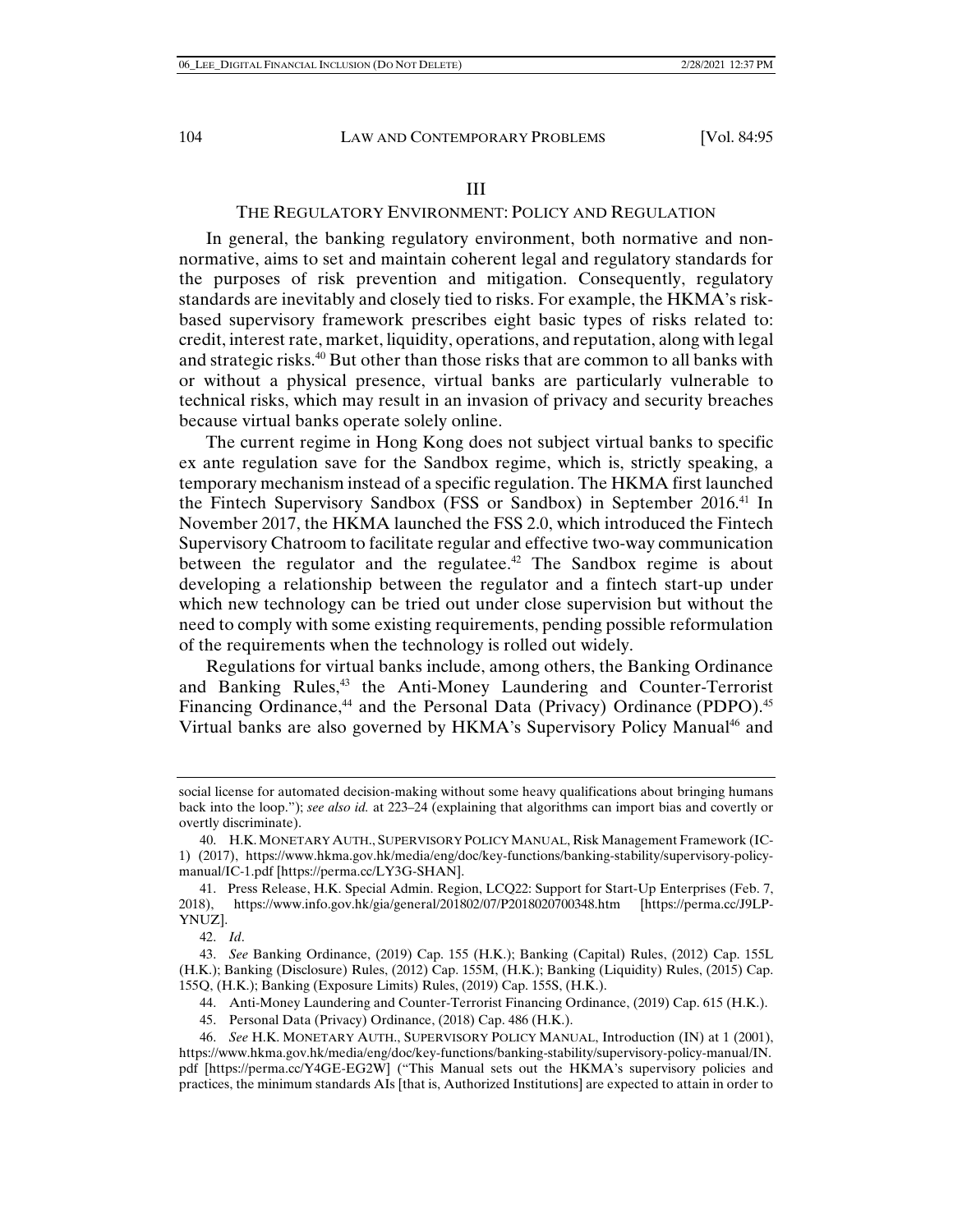## III

## THE REGULATORY ENVIRONMENT: POLICY AND REGULATION

In general, the banking regulatory environment, both normative and non-normative, aims to set and maintain coherent legal and regulatory standards for the purposes of risk prevention and mitigation. Consequently, regulatory standards are inevitably and closely tied to risks. For example, the HKMA's risk-based supervisory framework prescribes eight basic types of risks related to: credit, interest rate, market, liquidity, operations, and reputation, along with legal and strategic risks.[40] But other than those risks that are common to all banks with or without a physical presence, virtual banks are particularly vulnerable to technical risks, which may result in an invasion of privacy and security breaches because virtual banks operate solely online.

The current regime in Hong Kong does not subject virtual banks to specific ex ante regulation save for the Sandbox regime, which is, strictly speaking, a temporary mechanism instead of a specific regulation. The HKMA first launched the Fintech Supervisory Sandbox (FSS or Sandbox) in September 2016.[41] In November 2017, the HKMA launched the FSS 2.0, which introduced the Fintech Supervisory Chatroom to facilitate regular and effective two-way communication between the regulator and the regulatee.[42] The Sandbox regime is about developing a relationship between the regulator and a fintech start-up under which new technology can be tried out under close supervision but without the need to comply with some existing requirements, pending possible reformulation of the requirements when the technology is rolled out widely.

Regulations for virtual banks include, among others, the Banking Ordinance and Banking Rules,[43] the Anti-Money Laundering and Counter-Terrorist Financing Ordinance,[44] and the Personal Data (Privacy) Ordinance (PDPO).[45] Virtual banks are also governed by HKMA's Supervisory Policy Manual[46] and

---

social license for automated decision-making without some heavy qualifications about bringing humans back into the loop."); *see also id.* at 223–24 (explaining that algorithms can import bias and covertly or overtly discriminate).

40. H.K. MONETARY AUTH., SUPERVISORY POLICY MANUAL, Risk Management Framework (IC-1) (2017), https://www.hkma.gov.hk/media/eng/doc/key-functions/banking-stability/supervisory-policy-manual/IC-1.pdf [https://perma.cc/LY3G-SHAN].

41. Press Release, H.K. Special Admin. Region, LCQ22: Support for Start-Up Enterprises (Feb. 7, 2018), https://www.info.gov.hk/gia/general/201802/07/P2018020700348.htm [https://perma.cc/J9LP-YNUZ].

42. *Id*.

43. *See* Banking Ordinance, (2019) Cap. 155 (H.K.); Banking (Capital) Rules, (2012) Cap. 155L (H.K.); Banking (Disclosure) Rules, (2012) Cap. 155M, (H.K.); Banking (Liquidity) Rules, (2015) Cap. 155Q, (H.K.); Banking (Exposure Limits) Rules, (2019) Cap. 155S, (H.K.).

44. Anti-Money Laundering and Counter-Terrorist Financing Ordinance, (2019) Cap. 615 (H.K.).

45. Personal Data (Privacy) Ordinance, (2018) Cap. 486 (H.K.).

46. *See* H.K. MONETARY AUTH., SUPERVISORY POLICY MANUAL, Introduction (IN) at 1 (2001), https://www.hkma.gov.hk/media/eng/doc/key-functions/banking-stability/supervisory-policy-manual/IN.pdf [https://perma.cc/Y4GE-EG2W] ("This Manual sets out the HKMA's supervisory policies and practices, the minimum standards AIs [that is, Authorized Institutions] are expected to attain in order to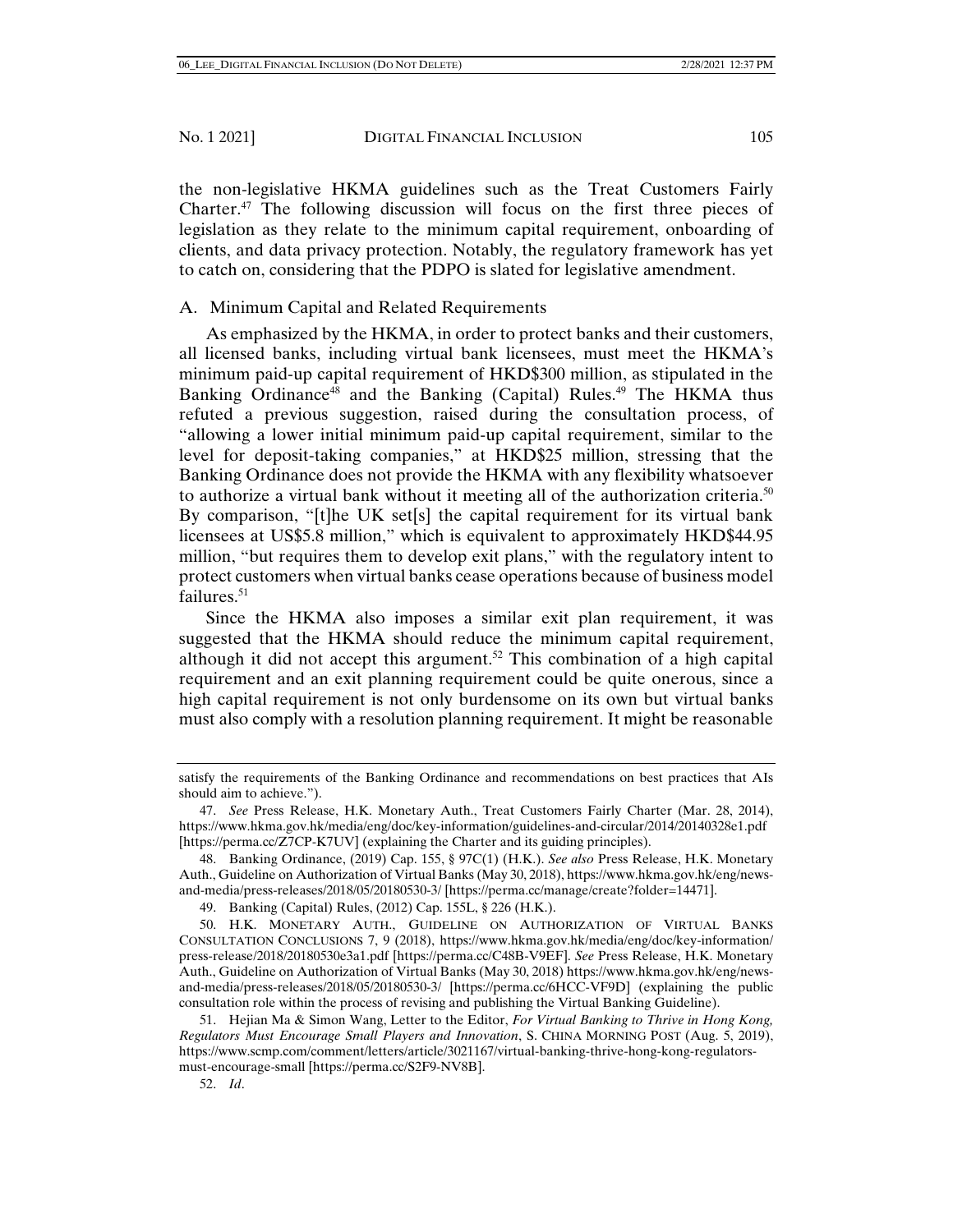the non-legislative HKMA guidelines such as the Treat Customers Fairly Charter.[47] The following discussion will focus on the first three pieces of legislation as they relate to the minimum capital requirement, onboarding of clients, and data privacy protection. Notably, the regulatory framework has yet to catch on, considering that the PDPO is slated for legislative amendment.

### A. Minimum Capital and Related Requirements

As emphasized by the HKMA, in order to protect banks and their customers, all licensed banks, including virtual bank licensees, must meet the HKMA's minimum paid-up capital requirement of HKD$300 million, as stipulated in the Banking Ordinance[48] and the Banking (Capital) Rules.[49] The HKMA thus refuted a previous suggestion, raised during the consultation process, of "allowing a lower initial minimum paid-up capital requirement, similar to the level for deposit-taking companies," at HKD$25 million, stressing that the Banking Ordinance does not provide the HKMA with any flexibility whatsoever to authorize a virtual bank without it meeting all of the authorization criteria.[50] By comparison, "[t]he UK set[s] the capital requirement for its virtual bank licensees at US$5.8 million," which is equivalent to approximately HKD$44.95 million, "but requires them to develop exit plans," with the regulatory intent to protect customers when virtual banks cease operations because of business model failures.[51]

Since the HKMA also imposes a similar exit plan requirement, it was suggested that the HKMA should reduce the minimum capital requirement, although it did not accept this argument.[52] This combination of a high capital requirement and an exit planning requirement could be quite onerous, since a high capital requirement is not only burdensome on its own but virtual banks must also comply with a resolution planning requirement. It might be reasonable

---

satisfy the requirements of the Banking Ordinance and recommendations on best practices that AIs should aim to achieve.").

47. *See* Press Release, H.K. Monetary Auth., Treat Customers Fairly Charter (Mar. 28, 2014), https://www.hkma.gov.hk/media/eng/doc/key-information/guidelines-and-circular/2014/20140328e1.pdf [https://perma.cc/Z7CP-K7UV] (explaining the Charter and its guiding principles).

48. Banking Ordinance, (2019) Cap. 155, § 97C(1) (H.K.). *See also* Press Release, H.K. Monetary Auth., Guideline on Authorization of Virtual Banks (May 30, 2018), https://www.hkma.gov.hk/eng/news-and-media/press-releases/2018/05/20180530-3/ [https://perma.cc/manage/create?folder=14471].

49. Banking (Capital) Rules, (2012) Cap. 155L, § 226 (H.K.).

50. H.K. MONETARY AUTH., GUIDELINE ON AUTHORIZATION OF VIRTUAL BANKS CONSULTATION CONCLUSIONS 7, 9 (2018), https://www.hkma.gov.hk/media/eng/doc/key-information/press-release/2018/20180530e3a1.pdf [https://perma.cc/C48B-V9EF]. *See* Press Release, H.K. Monetary Auth., Guideline on Authorization of Virtual Banks (May 30, 2018) https://www.hkma.gov.hk/eng/news-and-media/press-releases/2018/05/20180530-3/ [https://perma.cc/6HCC-VF9D] (explaining the public consultation role within the process of revising and publishing the Virtual Banking Guideline).

51. Hejian Ma & Simon Wang, Letter to the Editor, *For Virtual Banking to Thrive in Hong Kong, Regulators Must Encourage Small Players and Innovation*, S. CHINA MORNING POST (Aug. 5, 2019), https://www.scmp.com/comment/letters/article/3021167/virtual-banking-thrive-hong-kong-regulators-must-encourage-small [https://perma.cc/S2F9-NV8B].

52. *Id*.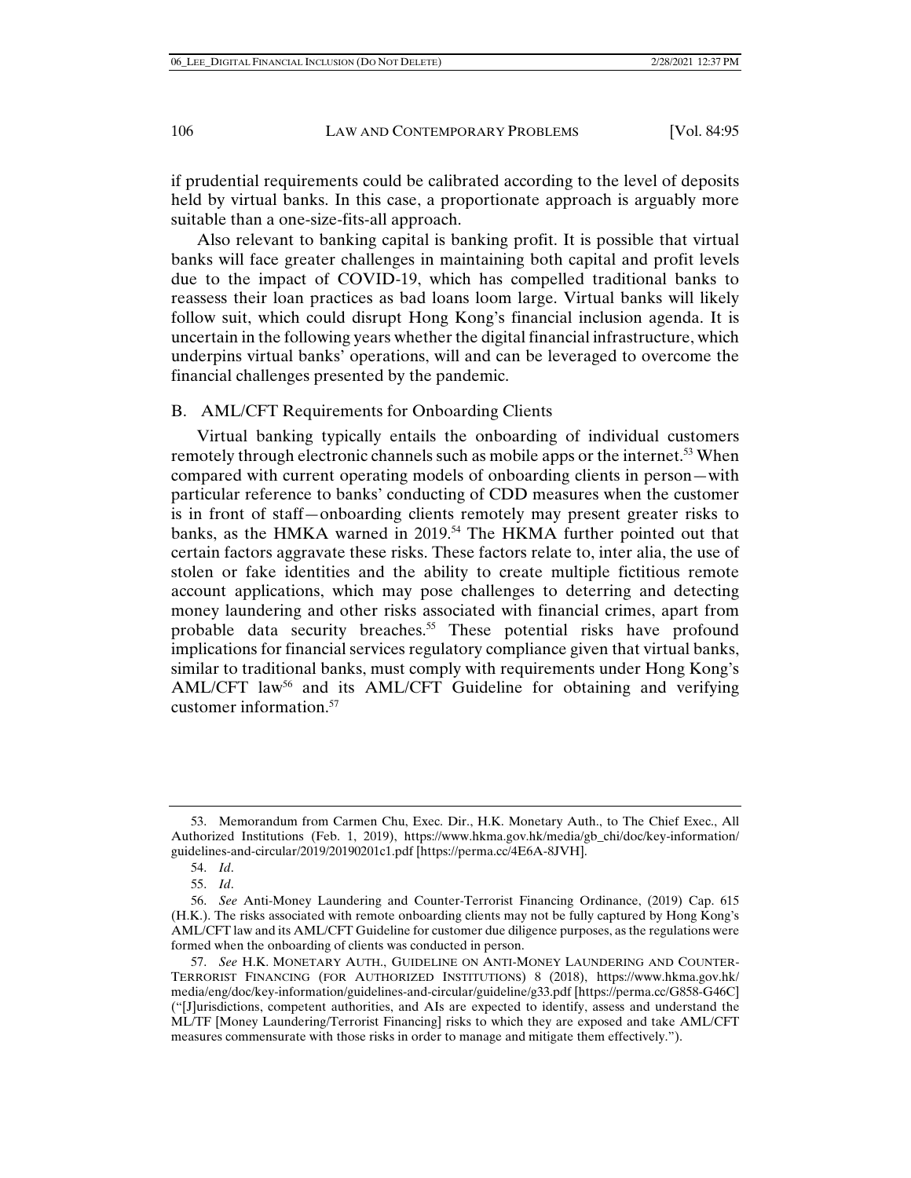if prudential requirements could be calibrated according to the level of deposits held by virtual banks. In this case, a proportionate approach is arguably more suitable than a one-size-fits-all approach.

Also relevant to banking capital is banking profit. It is possible that virtual banks will face greater challenges in maintaining both capital and profit levels due to the impact of COVID-19, which has compelled traditional banks to reassess their loan practices as bad loans loom large. Virtual banks will likely follow suit, which could disrupt Hong Kong's financial inclusion agenda. It is uncertain in the following years whether the digital financial infrastructure, which underpins virtual banks' operations, will and can be leveraged to overcome the financial challenges presented by the pandemic.

## B. AML/CFT Requirements for Onboarding Clients

Virtual banking typically entails the onboarding of individual customers remotely through electronic channels such as mobile apps or the internet.[53] When compared with current operating models of onboarding clients in person—with particular reference to banks' conducting of CDD measures when the customer is in front of staff—onboarding clients remotely may present greater risks to banks, as the HMKA warned in 2019.[54] The HKMA further pointed out that certain factors aggravate these risks. These factors relate to, inter alia, the use of stolen or fake identities and the ability to create multiple fictitious remote account applications, which may pose challenges to deterring and detecting money laundering and other risks associated with financial crimes, apart from probable data security breaches.[55] These potential risks have profound implications for financial services regulatory compliance given that virtual banks, similar to traditional banks, must comply with requirements under Hong Kong's AML/CFT law[56] and its AML/CFT Guideline for obtaining and verifying customer information.[57]

---

53. Memorandum from Carmen Chu, Exec. Dir., H.K. Monetary Auth., to The Chief Exec., All Authorized Institutions (Feb. 1, 2019), https://www.hkma.gov.hk/media/gb_chi/doc/key-information/guidelines-and-circular/2019/20190201c1.pdf [https://perma.cc/4E6A-8JVH].

54. *Id*.

55. *Id*.

56. *See* Anti-Money Laundering and Counter-Terrorist Financing Ordinance, (2019) Cap. 615 (H.K.). The risks associated with remote onboarding clients may not be fully captured by Hong Kong's AML/CFT law and its AML/CFT Guideline for customer due diligence purposes, as the regulations were formed when the onboarding of clients was conducted in person.

57. *See* H.K. MONETARY AUTH., GUIDELINE ON ANTI-MONEY LAUNDERING AND COUNTER-TERRORIST FINANCING (FOR AUTHORIZED INSTITUTIONS) 8 (2018), https://www.hkma.gov.hk/media/eng/doc/key-information/guidelines-and-circular/guideline/g33.pdf [https://perma.cc/G858-G46C] ("[J]urisdictions, competent authorities, and AIs are expected to identify, assess and understand the ML/TF [Money Laundering/Terrorist Financing] risks to which they are exposed and take AML/CFT measures commensurate with those risks in order to manage and mitigate them effectively.").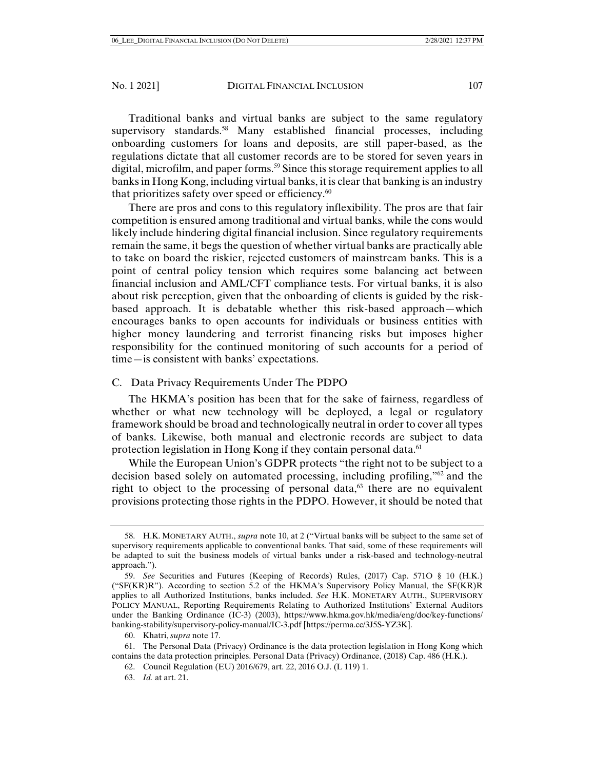Traditional banks and virtual banks are subject to the same regulatory supervisory standards.[58] Many established financial processes, including onboarding customers for loans and deposits, are still paper-based, as the regulations dictate that all customer records are to be stored for seven years in digital, microfilm, and paper forms.[59] Since this storage requirement applies to all banks in Hong Kong, including virtual banks, it is clear that banking is an industry that prioritizes safety over speed or efficiency.[60]

There are pros and cons to this regulatory inflexibility. The pros are that fair competition is ensured among traditional and virtual banks, while the cons would likely include hindering digital financial inclusion. Since regulatory requirements remain the same, it begs the question of whether virtual banks are practically able to take on board the riskier, rejected customers of mainstream banks. This is a point of central policy tension which requires some balancing act between financial inclusion and AML/CFT compliance tests. For virtual banks, it is also about risk perception, given that the onboarding of clients is guided by the risk-based approach. It is debatable whether this risk-based approach—which encourages banks to open accounts for individuals or business entities with higher money laundering and terrorist financing risks but imposes higher responsibility for the continued monitoring of such accounts for a period of time—is consistent with banks' expectations.

### C. Data Privacy Requirements Under The PDPO

The HKMA's position has been that for the sake of fairness, regardless of whether or what new technology will be deployed, a legal or regulatory framework should be broad and technologically neutral in order to cover all types of banks. Likewise, both manual and electronic records are subject to data protection legislation in Hong Kong if they contain personal data.[61]

While the European Union's GDPR protects "the right not to be subject to a decision based solely on automated processing, including profiling,"[62] and the right to object to the processing of personal data,[63] there are no equivalent provisions protecting those rights in the PDPO. However, it should be noted that

---

58. H.K. MONETARY AUTH., *supra* note 10, at 2 ("Virtual banks will be subject to the same set of supervisory requirements applicable to conventional banks. That said, some of these requirements will be adapted to suit the business models of virtual banks under a risk-based and technology-neutral approach.").

59. *See* Securities and Futures (Keeping of Records) Rules, (2017) Cap. 571O § 10 (H.K.) ("SF(KR)R"). According to section 5.2 of the HKMA's Supervisory Policy Manual, the SF(KR)R applies to all Authorized Institutions, banks included. *See* H.K. MONETARY AUTH., SUPERVISORY POLICY MANUAL, Reporting Requirements Relating to Authorized Institutions' External Auditors under the Banking Ordinance (IC-3) (2003), https://www.hkma.gov.hk/media/eng/doc/key-functions/banking-stability/supervisory-policy-manual/IC-3.pdf [https://perma.cc/3J5S-YZ3K].

60. Khatri, *supra* note 17.

61. The Personal Data (Privacy) Ordinance is the data protection legislation in Hong Kong which contains the data protection principles. Personal Data (Privacy) Ordinance, (2018) Cap. 486 (H.K.).

62. Council Regulation (EU) 2016/679, art. 22, 2016 O.J. (L 119) 1.

63. *Id.* at art. 21.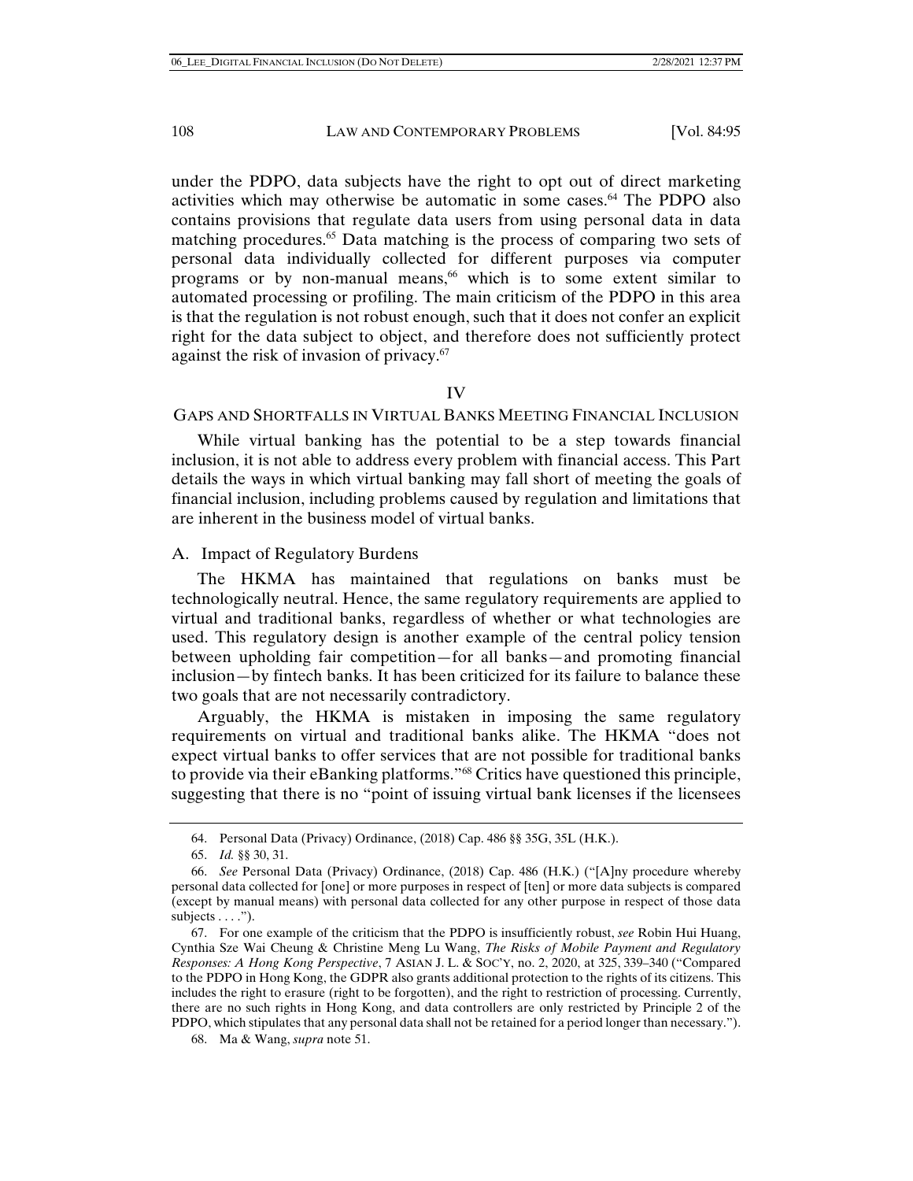under the PDPO, data subjects have the right to opt out of direct marketing activities which may otherwise be automatic in some cases.[64] The PDPO also contains provisions that regulate data users from using personal data in data matching procedures.[65] Data matching is the process of comparing two sets of personal data individually collected for different purposes via computer programs or by non-manual means,[66] which is to some extent similar to automated processing or profiling. The main criticism of the PDPO in this area is that the regulation is not robust enough, such that it does not confer an explicit right for the data subject to object, and therefore does not sufficiently protect against the risk of invasion of privacy.[67]

## IV

## GAPS AND SHORTFALLS IN VIRTUAL BANKS MEETING FINANCIAL INCLUSION

While virtual banking has the potential to be a step towards financial inclusion, it is not able to address every problem with financial access. This Part details the ways in which virtual banking may fall short of meeting the goals of financial inclusion, including problems caused by regulation and limitations that are inherent in the business model of virtual banks.

### A. Impact of Regulatory Burdens

The HKMA has maintained that regulations on banks must be technologically neutral. Hence, the same regulatory requirements are applied to virtual and traditional banks, regardless of whether or what technologies are used. This regulatory design is another example of the central policy tension between upholding fair competition—for all banks—and promoting financial inclusion—by fintech banks. It has been criticized for its failure to balance these two goals that are not necessarily contradictory.

Arguably, the HKMA is mistaken in imposing the same regulatory requirements on virtual and traditional banks alike. The HKMA "does not expect virtual banks to offer services that are not possible for traditional banks to provide via their eBanking platforms."[68] Critics have questioned this principle, suggesting that there is no "point of issuing virtual bank licenses if the licensees

---

64. Personal Data (Privacy) Ordinance, (2018) Cap. 486 §§ 35G, 35L (H.K.).

65. *Id.* §§ 30, 31.

66. *See* Personal Data (Privacy) Ordinance, (2018) Cap. 486 (H.K.) ("[A]ny procedure whereby personal data collected for [one] or more purposes in respect of [ten] or more data subjects is compared (except by manual means) with personal data collected for any other purpose in respect of those data subjects . . . .").

67. For one example of the criticism that the PDPO is insufficiently robust, *see* Robin Hui Huang, Cynthia Sze Wai Cheung & Christine Meng Lu Wang, *The Risks of Mobile Payment and Regulatory Responses: A Hong Kong Perspective*, 7 ASIAN J. L. & SOC'Y, no. 2, 2020, at 325, 339–340 ("Compared to the PDPO in Hong Kong, the GDPR also grants additional protection to the rights of its citizens. This includes the right to erasure (right to be forgotten), and the right to restriction of processing. Currently, there are no such rights in Hong Kong, and data controllers are only restricted by Principle 2 of the PDPO, which stipulates that any personal data shall not be retained for a period longer than necessary.").

68. Ma & Wang, *supra* note 51.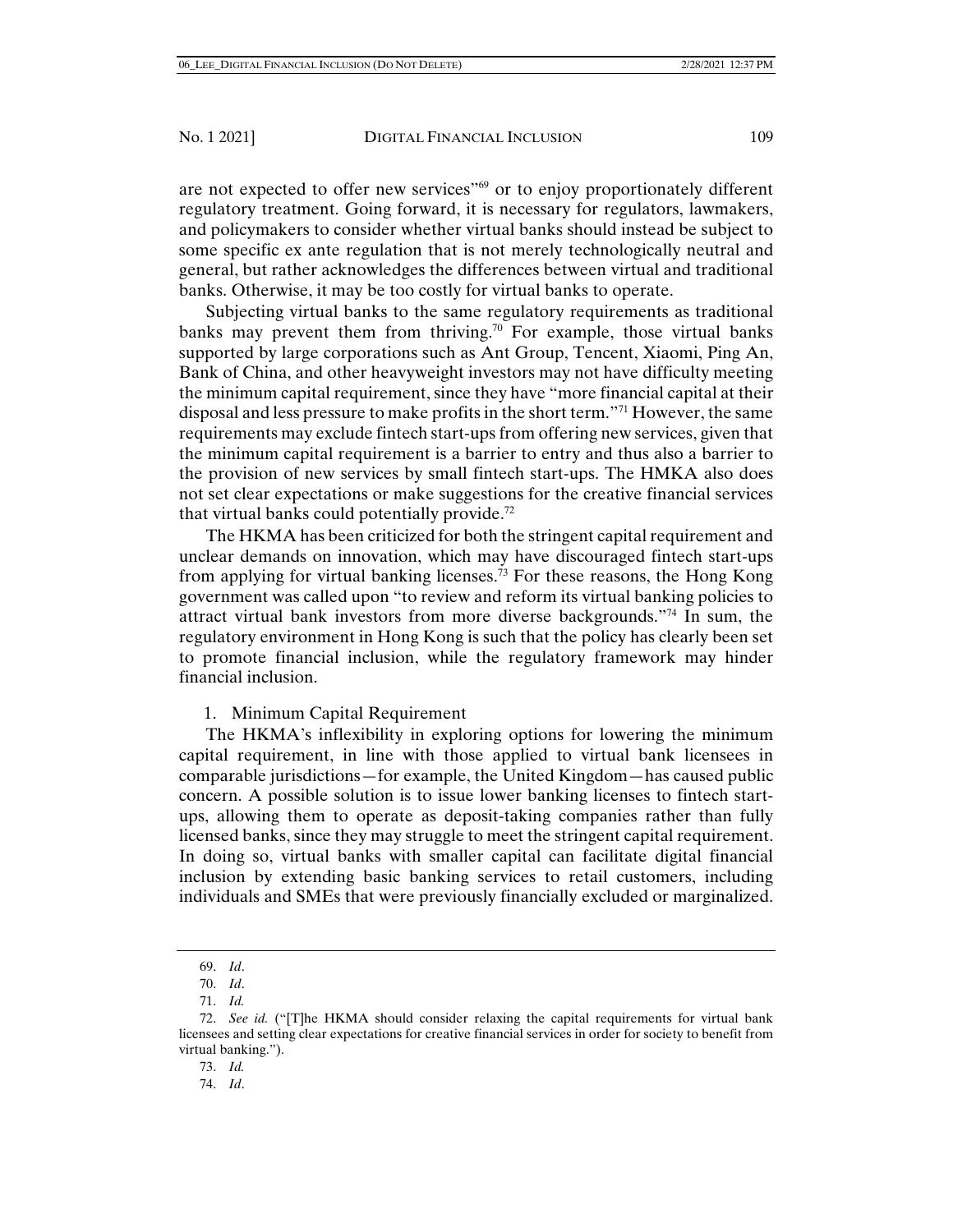are not expected to offer new services"[69] or to enjoy proportionately different regulatory treatment. Going forward, it is necessary for regulators, lawmakers, and policymakers to consider whether virtual banks should instead be subject to some specific ex ante regulation that is not merely technologically neutral and general, but rather acknowledges the differences between virtual and traditional banks. Otherwise, it may be too costly for virtual banks to operate.

Subjecting virtual banks to the same regulatory requirements as traditional banks may prevent them from thriving.[70] For example, those virtual banks supported by large corporations such as Ant Group, Tencent, Xiaomi, Ping An, Bank of China, and other heavyweight investors may not have difficulty meeting the minimum capital requirement, since they have "more financial capital at their disposal and less pressure to make profits in the short term."[71] However, the same requirements may exclude fintech start-ups from offering new services, given that the minimum capital requirement is a barrier to entry and thus also a barrier to the provision of new services by small fintech start-ups. The HMKA also does not set clear expectations or make suggestions for the creative financial services that virtual banks could potentially provide.[72]

The HKMA has been criticized for both the stringent capital requirement and unclear demands on innovation, which may have discouraged fintech start-ups from applying for virtual banking licenses.[73] For these reasons, the Hong Kong government was called upon "to review and reform its virtual banking policies to attract virtual bank investors from more diverse backgrounds."[74] In sum, the regulatory environment in Hong Kong is such that the policy has clearly been set to promote financial inclusion, while the regulatory framework may hinder financial inclusion.

1. Minimum Capital Requirement

The HKMA's inflexibility in exploring options for lowering the minimum capital requirement, in line with those applied to virtual bank licensees in comparable jurisdictions—for example, the United Kingdom—has caused public concern. A possible solution is to issue lower banking licenses to fintech start-ups, allowing them to operate as deposit-taking companies rather than fully licensed banks, since they may struggle to meet the stringent capital requirement. In doing so, virtual banks with smaller capital can facilitate digital financial inclusion by extending basic banking services to retail customers, including individuals and SMEs that were previously financially excluded or marginalized.

---

69. *Id*.

70. *Id*.

71. *Id.*

72. *See id.* ("[T]he HKMA should consider relaxing the capital requirements for virtual bank licensees and setting clear expectations for creative financial services in order for society to benefit from virtual banking.").

73. *Id.*

74. *Id*.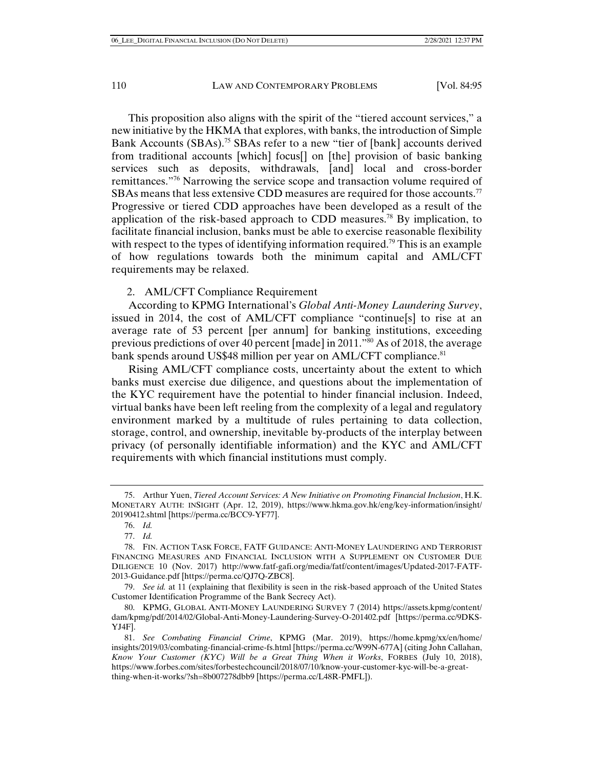This proposition also aligns with the spirit of the "tiered account services," a new initiative by the HKMA that explores, with banks, the introduction of Simple Bank Accounts (SBAs).[75] SBAs refer to a new "tier of [bank] accounts derived from traditional accounts [which] focus[] on [the] provision of basic banking services such as deposits, withdrawals, [and] local and cross-border remittances."[76] Narrowing the service scope and transaction volume required of SBAs means that less extensive CDD measures are required for those accounts.[77] Progressive or tiered CDD approaches have been developed as a result of the application of the risk-based approach to CDD measures.[78] By implication, to facilitate financial inclusion, banks must be able to exercise reasonable flexibility with respect to the types of identifying information required.[79] This is an example of how regulations towards both the minimum capital and AML/CFT requirements may be relaxed.

2. AML/CFT Compliance Requirement

According to KPMG International's *Global Anti-Money Laundering Survey*, issued in 2014, the cost of AML/CFT compliance "continue[s] to rise at an average rate of 53 percent [per annum] for banking institutions, exceeding previous predictions of over 40 percent [made] in 2011."[80] As of 2018, the average bank spends around US$48 million per year on AML/CFT compliance.[81]

Rising AML/CFT compliance costs, uncertainty about the extent to which banks must exercise due diligence, and questions about the implementation of the KYC requirement have the potential to hinder financial inclusion. Indeed, virtual banks have been left reeling from the complexity of a legal and regulatory environment marked by a multitude of rules pertaining to data collection, storage, control, and ownership, inevitable by-products of the interplay between privacy (of personally identifiable information) and the KYC and AML/CFT requirements with which financial institutions must comply.

---

75. Arthur Yuen, *Tiered Account Services: A New Initiative on Promoting Financial Inclusion*, H.K. MONETARY AUTH: INSIGHT (Apr. 12, 2019), https://www.hkma.gov.hk/eng/key-information/insight/20190412.shtml [https://perma.cc/BCC9-YF77].

76. *Id.*

77. *Id.*

78. FIN. ACTION TASK FORCE, FATF GUIDANCE: ANTI-MONEY LAUNDERING AND TERRORIST FINANCING MEASURES AND FINANCIAL INCLUSION WITH A SUPPLEMENT ON CUSTOMER DUE DILIGENCE 10 (Nov. 2017) http://www.fatf-gafi.org/media/fatf/content/images/Updated-2017-FATF-2013-Guidance.pdf [https://perma.cc/QJ7Q-ZBC8].

79. *See id.* at 11 (explaining that flexibility is seen in the risk-based approach of the United States Customer Identification Programme of the Bank Secrecy Act).

80. KPMG, GLOBAL ANTI-MONEY LAUNDERING SURVEY 7 (2014) https://assets.kpmg/content/dam/kpmg/pdf/2014/02/Global-Anti-Money-Laundering-Survey-O-201402.pdf [https://perma.cc/9DKS-YJ4F].

81. *See Combating Financial Crime*, KPMG (Mar. 2019), https://home.kpmg/xx/en/home/insights/2019/03/combating-financial-crime-fs.html [https://perma.cc/W99N-677A] (citing John Callahan, *Know Your Customer (KYC) Will be a Great Thing When it Works*, FORBES (July 10, 2018), https://www.forbes.com/sites/forbestechcouncil/2018/07/10/know-your-customer-kyc-will-be-a-great-thing-when-it-works/?sh=8b007278dbb9 [https://perma.cc/L48R-PMFL]).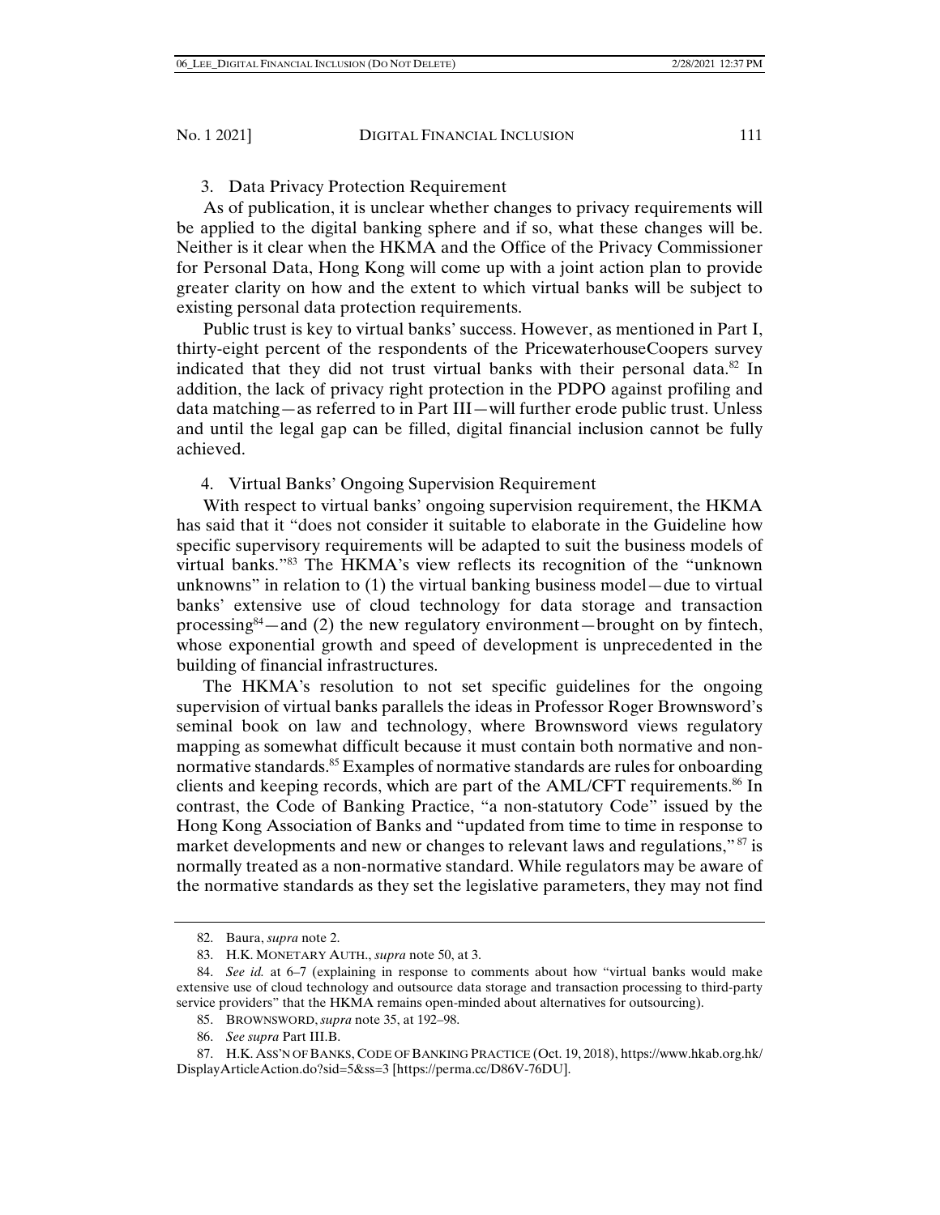### 3. Data Privacy Protection Requirement

As of publication, it is unclear whether changes to privacy requirements will be applied to the digital banking sphere and if so, what these changes will be. Neither is it clear when the HKMA and the Office of the Privacy Commissioner for Personal Data, Hong Kong will come up with a joint action plan to provide greater clarity on how and the extent to which virtual banks will be subject to existing personal data protection requirements.

Public trust is key to virtual banks' success. However, as mentioned in Part I, thirty-eight percent of the respondents of the PricewaterhouseCoopers survey indicated that they did not trust virtual banks with their personal data.[82] In addition, the lack of privacy right protection in the PDPO against profiling and data matching—as referred to in Part III—will further erode public trust. Unless and until the legal gap can be filled, digital financial inclusion cannot be fully achieved.

### 4. Virtual Banks' Ongoing Supervision Requirement

With respect to virtual banks' ongoing supervision requirement, the HKMA has said that it "does not consider it suitable to elaborate in the Guideline how specific supervisory requirements will be adapted to suit the business models of virtual banks."[83] The HKMA's view reflects its recognition of the "unknown unknowns" in relation to (1) the virtual banking business model—due to virtual banks' extensive use of cloud technology for data storage and transaction processing[84]—and (2) the new regulatory environment—brought on by fintech, whose exponential growth and speed of development is unprecedented in the building of financial infrastructures.

The HKMA's resolution to not set specific guidelines for the ongoing supervision of virtual banks parallels the ideas in Professor Roger Brownsword's seminal book on law and technology, where Brownsword views regulatory mapping as somewhat difficult because it must contain both normative and non-normative standards.[85] Examples of normative standards are rules for onboarding clients and keeping records, which are part of the AML/CFT requirements.[86] In contrast, the Code of Banking Practice, "a non-statutory Code" issued by the Hong Kong Association of Banks and "updated from time to time in response to market developments and new or changes to relevant laws and regulations,"[87] is normally treated as a non-normative standard. While regulators may be aware of the normative standards as they set the legislative parameters, they may not find

---

82. Baura, *supra* note 2.

83. H.K. MONETARY AUTH., *supra* note 50, at 3.

84. *See id.* at 6–7 (explaining in response to comments about how "virtual banks would make extensive use of cloud technology and outsource data storage and transaction processing to third-party service providers" that the HKMA remains open-minded about alternatives for outsourcing).

85. BROWNSWORD, *supra* note 35, at 192–98.

86. *See supra* Part III.B.

87. H.K. ASS'N OF BANKS, CODE OF BANKING PRACTICE (Oct. 19, 2018), https://www.hkab.org.hk/DisplayArticleAction.do?sid=5&ss=3 [https://perma.cc/D86V-76DU].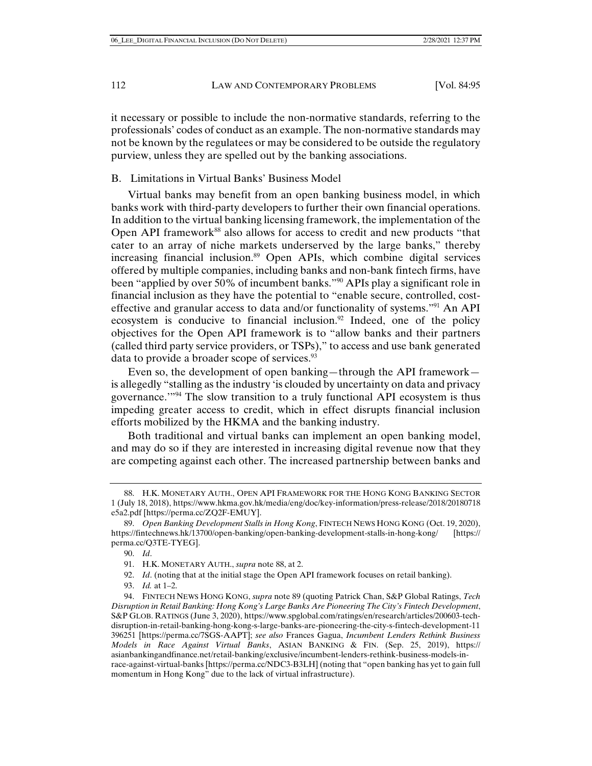it necessary or possible to include the non-normative standards, referring to the professionals' codes of conduct as an example. The non-normative standards may not be known by the regulatees or may be considered to be outside the regulatory purview, unless they are spelled out by the banking associations.

### B. Limitations in Virtual Banks' Business Model

Virtual banks may benefit from an open banking business model, in which banks work with third-party developers to further their own financial operations. In addition to the virtual banking licensing framework, the implementation of the Open API framework[88] also allows for access to credit and new products "that cater to an array of niche markets underserved by the large banks," thereby increasing financial inclusion.[89] Open APIs, which combine digital services offered by multiple companies, including banks and non-bank fintech firms, have been "applied by over 50% of incumbent banks."[90] APIs play a significant role in financial inclusion as they have the potential to "enable secure, controlled, cost-effective and granular access to data and/or functionality of systems."[91] An API ecosystem is conducive to financial inclusion.[92] Indeed, one of the policy objectives for the Open API framework is to "allow banks and their partners (called third party service providers, or TSPs)," to access and use bank generated data to provide a broader scope of services.[93]

Even so, the development of open banking—through the API framework—is allegedly "stalling as the industry 'is clouded by uncertainty on data and privacy governance.'"[94] The slow transition to a truly functional API ecosystem is thus impeding greater access to credit, which in effect disrupts financial inclusion efforts mobilized by the HKMA and the banking industry.

Both traditional and virtual banks can implement an open banking model, and may do so if they are interested in increasing digital revenue now that they are competing against each other. The increased partnership between banks and

---

88. H.K. MONETARY AUTH., OPEN API FRAMEWORK FOR THE HONG KONG BANKING SECTOR 1 (July 18, 2018), https://www.hkma.gov.hk/media/eng/doc/key-information/press-release/2018/20180718e5a2.pdf [https://perma.cc/ZQ2F-EMUY].

89. *Open Banking Development Stalls in Hong Kong*, FINTECH NEWS HONG KONG (Oct. 19, 2020), https://fintechnews.hk/13700/open-banking/open-banking-development-stalls-in-hong-kong/ [https://perma.cc/Q3TE-TYEG].

90. *Id*.

91. H.K. MONETARY AUTH., *supra* note 88, at 2.

92. *Id*. (noting that at the initial stage the Open API framework focuses on retail banking).

93. *Id.* at 1–2.

94. FINTECH NEWS HONG KONG, *supra* note 89 (quoting Patrick Chan, S&P Global Ratings, *Tech Disruption in Retail Banking: Hong Kong's Large Banks Are Pioneering The City's Fintech Development*, S&P GLOB. RATINGS (June 3, 2020), https://www.spglobal.com/ratings/en/research/articles/200603-tech-disruption-in-retail-banking-hong-kong-s-large-banks-are-pioneering-the-city-s-fintech-development-11396251 [https://perma.cc/7SGS-AAPT]; *see also* Frances Gagua, *Incumbent Lenders Rethink Business Models in Race Against Virtual Banks*, ASIAN BANKING & FIN. (Sep. 25, 2019), https://asianbankingandfinance.net/retail-banking/exclusive/incumbent-lenders-rethink-business-models-in-race-against-virtual-banks [https://perma.cc/NDC3-B3LH] (noting that "open banking has yet to gain full momentum in Hong Kong" due to the lack of virtual infrastructure).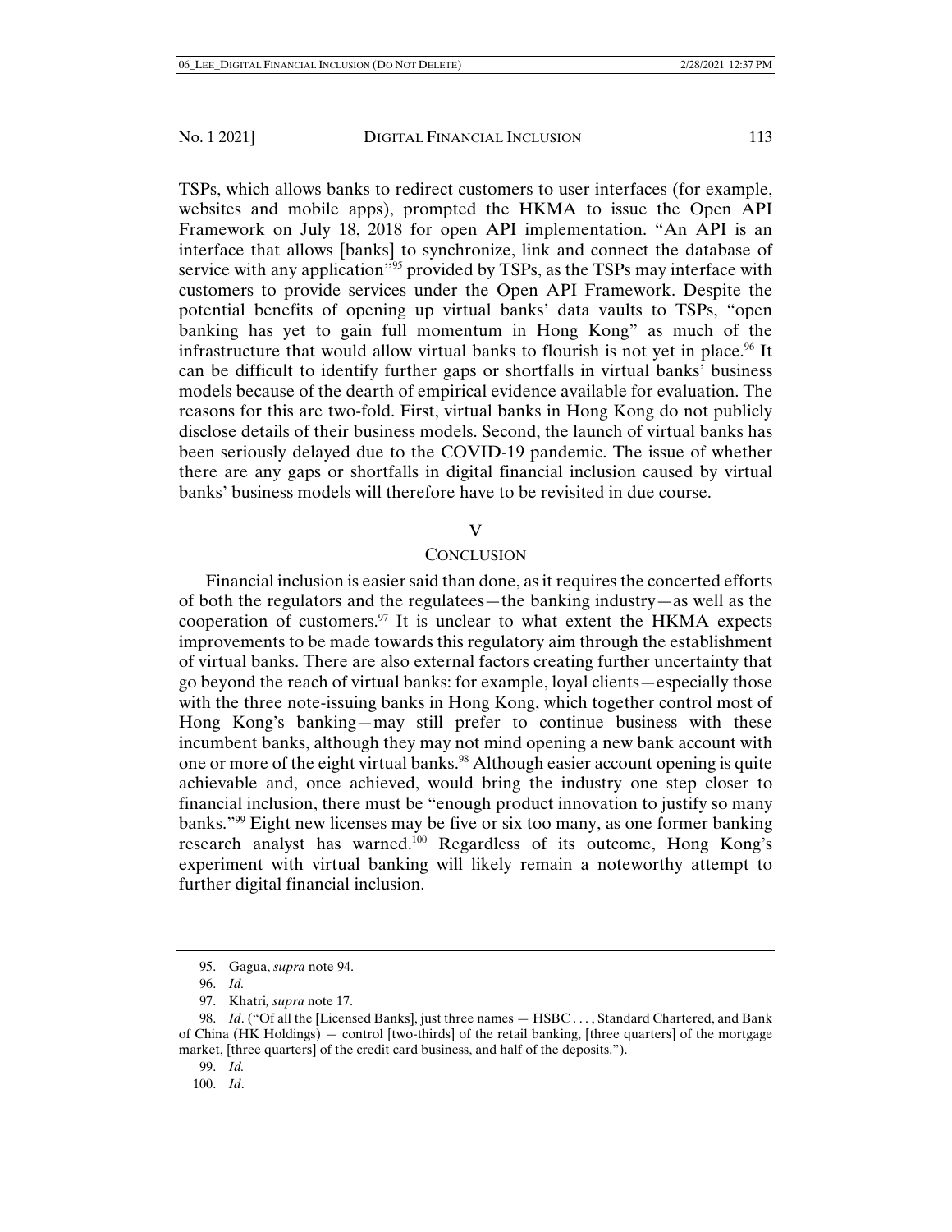TSPs, which allows banks to redirect customers to user interfaces (for example, websites and mobile apps), prompted the HKMA to issue the Open API Framework on July 18, 2018 for open API implementation. "An API is an interface that allows [banks] to synchronize, link and connect the database of service with any application"[95] provided by TSPs, as the TSPs may interface with customers to provide services under the Open API Framework. Despite the potential benefits of opening up virtual banks' data vaults to TSPs, "open banking has yet to gain full momentum in Hong Kong" as much of the infrastructure that would allow virtual banks to flourish is not yet in place.[96] It can be difficult to identify further gaps or shortfalls in virtual banks' business models because of the dearth of empirical evidence available for evaluation. The reasons for this are two-fold. First, virtual banks in Hong Kong do not publicly disclose details of their business models. Second, the launch of virtual banks has been seriously delayed due to the COVID-19 pandemic. The issue of whether there are any gaps or shortfalls in digital financial inclusion caused by virtual banks' business models will therefore have to be revisited in due course.

## V
## CONCLUSION

Financial inclusion is easier said than done, as it requires the concerted efforts of both the regulators and the regulatees—the banking industry—as well as the cooperation of customers.[97] It is unclear to what extent the HKMA expects improvements to be made towards this regulatory aim through the establishment of virtual banks. There are also external factors creating further uncertainty that go beyond the reach of virtual banks: for example, loyal clients—especially those with the three note-issuing banks in Hong Kong, which together control most of Hong Kong's banking—may still prefer to continue business with these incumbent banks, although they may not mind opening a new bank account with one or more of the eight virtual banks.[98] Although easier account opening is quite achievable and, once achieved, would bring the industry one step closer to financial inclusion, there must be "enough product innovation to justify so many banks."[99] Eight new licenses may be five or six too many, as one former banking research analyst has warned.[100] Regardless of its outcome, Hong Kong's experiment with virtual banking will likely remain a noteworthy attempt to further digital financial inclusion.

---

95. Gagua, *supra* note 94.

96. *Id.*

97. Khatri, *supra* note 17.

98. *Id*. ("Of all the [Licensed Banks], just three names — HSBC . . . , Standard Chartered, and Bank of China (HK Holdings) — control [two-thirds] of the retail banking, [three quarters] of the mortgage market, [three quarters] of the credit card business, and half of the deposits.").

99. *Id.*

100. *Id*.